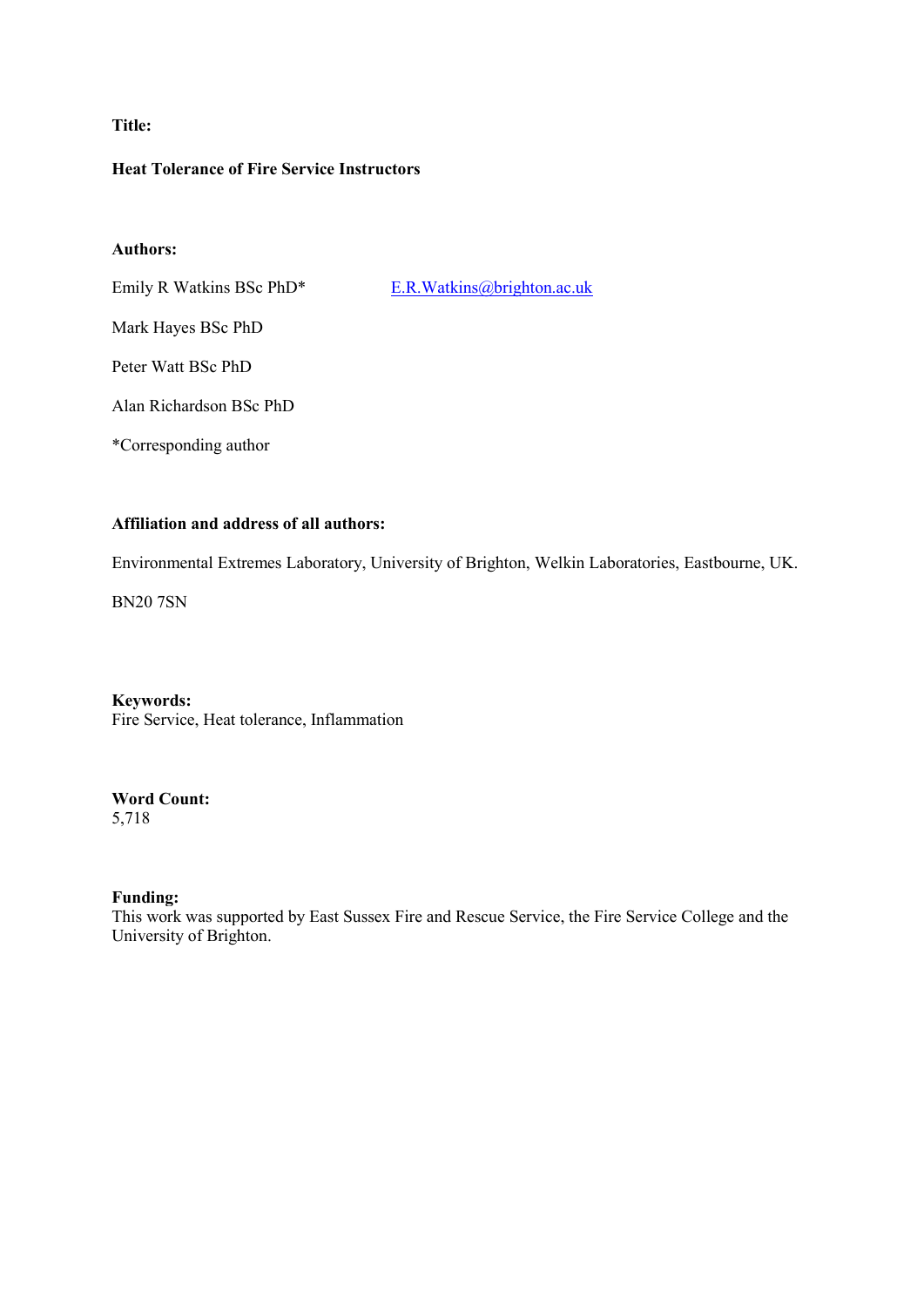**Title:**

**Heat Tolerance of Fire Service Instructors**

**Authors:**

Emily R Watkins BSc PhD* E.R.Watkins@brighton.ac.uk

Mark Hayes BSc PhD

Peter Watt BSc PhD

Alan Richardson BSc PhD

*Corresponding author

**Affiliation and address of all authors:**

Environmental Extremes Laboratory, University of Brighton, Welkin Laboratories, Eastbourne, UK.

BN20 7SN

**Keywords:**
Fire Service, Heat tolerance, Inflammation

**Word Count:**
5,718

**Funding:**
This work was supported by East Sussex Fire and Rescue Service, the Fire Service College and the University of Brighton.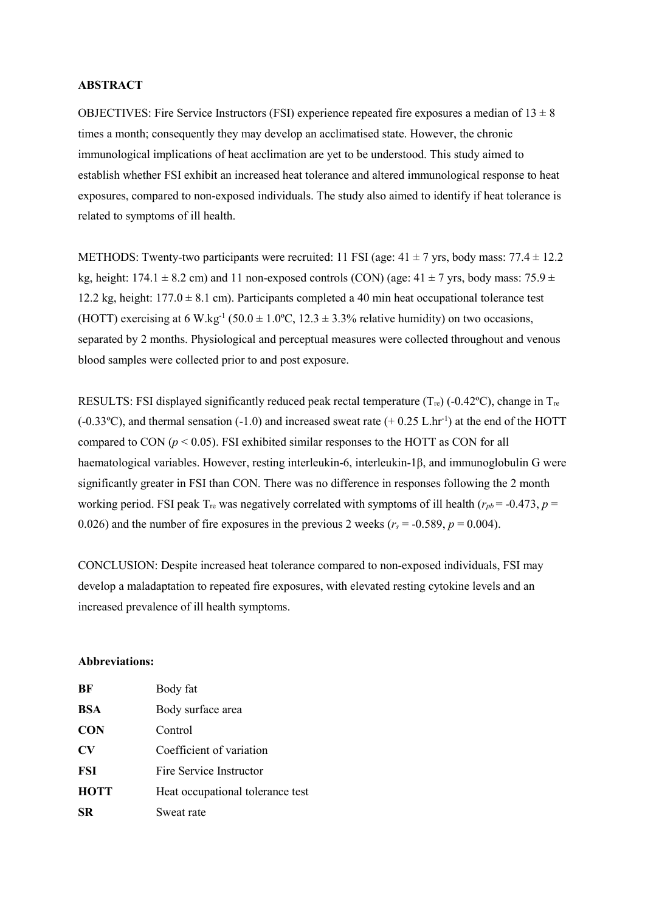## ABSTRACT

OBJECTIVES: Fire Service Instructors (FSI) experience repeated fire exposures a median of 13 ± 8 times a month; consequently they may develop an acclimatised state. However, the chronic immunological implications of heat acclimation are yet to be understood. This study aimed to establish whether FSI exhibit an increased heat tolerance and altered immunological response to heat exposures, compared to non-exposed individuals. The study also aimed to identify if heat tolerance is related to symptoms of ill health.

METHODS: Twenty-two participants were recruited: 11 FSI (age: 41 ± 7 yrs, body mass: 77.4 ± 12.2 kg, height: 174.1 ± 8.2 cm) and 11 non-exposed controls (CON) (age: 41 ± 7 yrs, body mass: 75.9 ± 12.2 kg, height: 177.0 ± 8.1 cm). Participants completed a 40 min heat occupational tolerance test (HOTT) exercising at 6 $W.kg^{-1}$ (50.0 ± 1.0ºC, 12.3 ± 3.3% relative humidity) on two occasions, separated by 2 months. Physiological and perceptual measures were collected throughout and venous blood samples were collected prior to and post exposure.

RESULTS: FSI displayed significantly reduced peak rectal temperature ($T_{re}$) (-0.42ºC), change in $T_{re}$ (-0.33ºC), and thermal sensation (-1.0) and increased sweat rate (+ 0.25 $L.hr^{-1}$) at the end of the HOTT compared to CON ($p < 0.05$). FSI exhibited similar responses to the HOTT as CON for all haematological variables. However, resting interleukin-6, interleukin-1β, and immunoglobulin G were significantly greater in FSI than CON. There was no difference in responses following the 2 month working period. FSI peak $T_{re}$ was negatively correlated with symptoms of ill health ($r_{pb} = -0.473$, $p = 0.026$) and the number of fire exposures in the previous 2 weeks ($r_s = -0.589$, $p = 0.004$).

CONCLUSION: Despite increased heat tolerance compared to non-exposed individuals, FSI may develop a maladaptation to repeated fire exposures, with elevated resting cytokine levels and an increased prevalence of ill health symptoms.

**Abbreviations:**

| | |
|---|---|
| **BF** | Body fat |
| **BSA** | Body surface area |
| **CON** | Control |
| **CV** | Coefficient of variation |
| **FSI** | Fire Service Instructor |
| **HOTT** | Heat occupational tolerance test |
| **SR** | Sweat rate |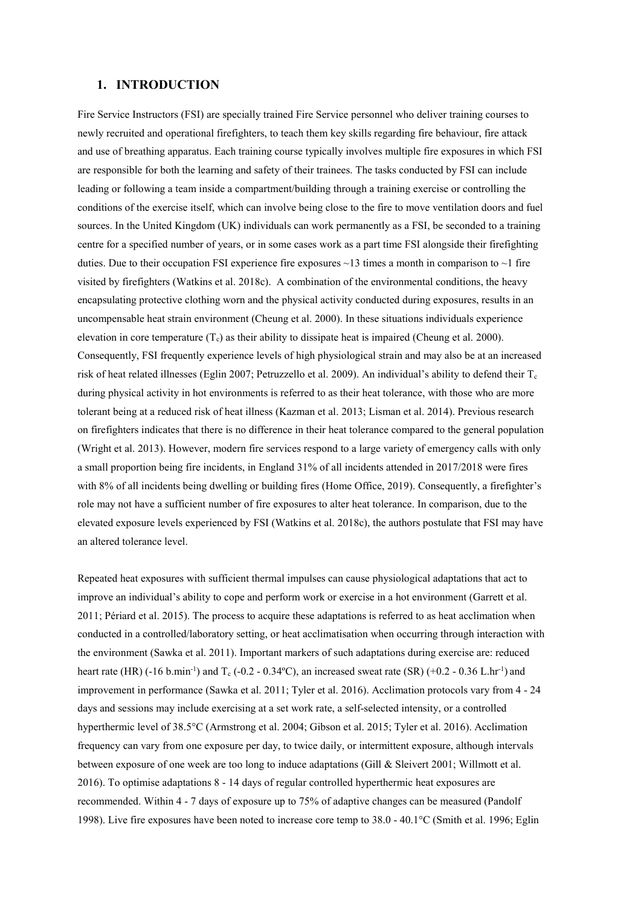## 1. INTRODUCTION

Fire Service Instructors (FSI) are specially trained Fire Service personnel who deliver training courses to newly recruited and operational firefighters, to teach them key skills regarding fire behaviour, fire attack and use of breathing apparatus. Each training course typically involves multiple fire exposures in which FSI are responsible for both the learning and safety of their trainees. The tasks conducted by FSI can include leading or following a team inside a compartment/building through a training exercise or controlling the conditions of the exercise itself, which can involve being close to the fire to move ventilation doors and fuel sources. In the United Kingdom (UK) individuals can work permanently as a FSI, be seconded to a training centre for a specified number of years, or in some cases work as a part time FSI alongside their firefighting duties. Due to their occupation FSI experience fire exposures ~13 times a month in comparison to ~1 fire visited by firefighters (Watkins et al. 2018c). A combination of the environmental conditions, the heavy encapsulating protective clothing worn and the physical activity conducted during exposures, results in an uncompensable heat strain environment (Cheung et al. 2000). In these situations individuals experience elevation in core temperature ($T_c$) as their ability to dissipate heat is impaired (Cheung et al. 2000). Consequently, FSI frequently experience levels of high physiological strain and may also be at an increased risk of heat related illnesses (Eglin 2007; Petruzzello et al. 2009). An individual's ability to defend their $T_c$ during physical activity in hot environments is referred to as their heat tolerance, with those who are more tolerant being at a reduced risk of heat illness (Kazman et al. 2013; Lisman et al. 2014). Previous research on firefighters indicates that there is no difference in their heat tolerance compared to the general population (Wright et al. 2013). However, modern fire services respond to a large variety of emergency calls with only a small proportion being fire incidents, in England 31% of all incidents attended in 2017/2018 were fires with 8% of all incidents being dwelling or building fires (Home Office, 2019). Consequently, a firefighter's role may not have a sufficient number of fire exposures to alter heat tolerance. In comparison, due to the elevated exposure levels experienced by FSI (Watkins et al. 2018c), the authors postulate that FSI may have an altered tolerance level.

Repeated heat exposures with sufficient thermal impulses can cause physiological adaptations that act to improve an individual's ability to cope and perform work or exercise in a hot environment (Garrett et al. 2011; Périard et al. 2015). The process to acquire these adaptations is referred to as heat acclimation when conducted in a controlled/laboratory setting, or heat acclimatisation when occurring through interaction with the environment (Sawka et al. 2011). Important markers of such adaptations during exercise are: reduced heart rate (HR) (-16 $b.min^{-1}$) and $T_c$ (-0.2 - 0.34ºC), an increased sweat rate (SR) (+0.2 - 0.36 $L.hr^{-1}$) and improvement in performance (Sawka et al. 2011; Tyler et al. 2016). Acclimation protocols vary from 4 - 24 days and sessions may include exercising at a set work rate, a self-selected intensity, or a controlled hyperthermic level of 38.5°C (Armstrong et al. 2004; Gibson et al. 2015; Tyler et al. 2016). Acclimation frequency can vary from one exposure per day, to twice daily, or intermittent exposure, although intervals between exposure of one week are too long to induce adaptations (Gill & Sleivert 2001; Willmott et al. 2016). To optimise adaptations 8 - 14 days of regular controlled hyperthermic heat exposures are recommended. Within 4 - 7 days of exposure up to 75% of adaptive changes can be measured (Pandolf 1998). Live fire exposures have been noted to increase core temp to 38.0 - 40.1°C (Smith et al. 1996; Eglin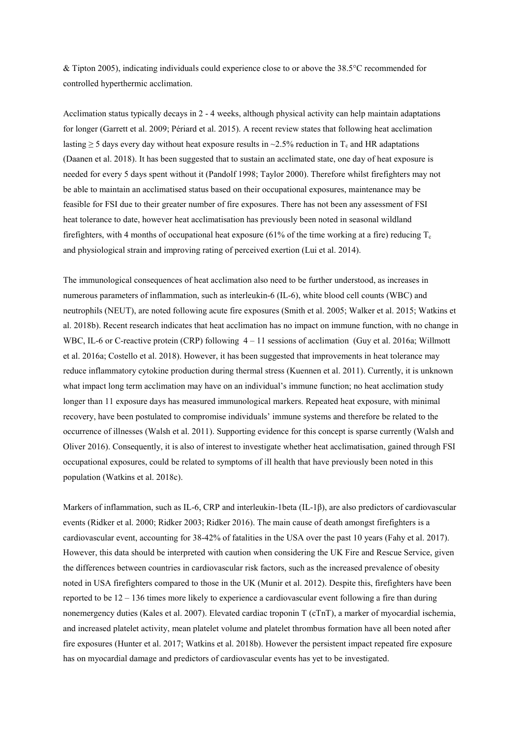& Tipton 2005), indicating individuals could experience close to or above the 38.5°C recommended for controlled hyperthermic acclimation.

Acclimation status typically decays in 2 - 4 weeks, although physical activity can help maintain adaptations for longer (Garrett et al. 2009; Périard et al. 2015). A recent review states that following heat acclimation lasting ≥ 5 days every day without heat exposure results in ~2.5% reduction in $T_c$ and HR adaptations (Daanen et al. 2018). It has been suggested that to sustain an acclimated state, one day of heat exposure is needed for every 5 days spent without it (Pandolf 1998; Taylor 2000). Therefore whilst firefighters may not be able to maintain an acclimatised status based on their occupational exposures, maintenance may be feasible for FSI due to their greater number of fire exposures. There has not been any assessment of FSI heat tolerance to date, however heat acclimatisation has previously been noted in seasonal wildland firefighters, with 4 months of occupational heat exposure (61% of the time working at a fire) reducing $T_c$ and physiological strain and improving rating of perceived exertion (Lui et al. 2014).

The immunological consequences of heat acclimation also need to be further understood, as increases in numerous parameters of inflammation, such as interleukin-6 (IL-6), white blood cell counts (WBC) and neutrophils (NEUT), are noted following acute fire exposures (Smith et al. 2005; Walker et al. 2015; Watkins et al. 2018b). Recent research indicates that heat acclimation has no impact on immune function, with no change in WBC, IL-6 or C-reactive protein (CRP) following 4 – 11 sessions of acclimation (Guy et al. 2016a; Willmott et al. 2016a; Costello et al. 2018). However, it has been suggested that improvements in heat tolerance may reduce inflammatory cytokine production during thermal stress (Kuennen et al. 2011). Currently, it is unknown what impact long term acclimation may have on an individual's immune function; no heat acclimation study longer than 11 exposure days has measured immunological markers. Repeated heat exposure, with minimal recovery, have been postulated to compromise individuals' immune systems and therefore be related to the occurrence of illnesses (Walsh et al. 2011). Supporting evidence for this concept is sparse currently (Walsh and Oliver 2016). Consequently, it is also of interest to investigate whether heat acclimatisation, gained through FSI occupational exposures, could be related to symptoms of ill health that have previously been noted in this population (Watkins et al. 2018c).

Markers of inflammation, such as IL-6, CRP and interleukin-1beta (IL-1β), are also predictors of cardiovascular events (Ridker et al. 2000; Ridker 2003; Ridker 2016). The main cause of death amongst firefighters is a cardiovascular event, accounting for 38-42% of fatalities in the USA over the past 10 years (Fahy et al. 2017). However, this data should be interpreted with caution when considering the UK Fire and Rescue Service, given the differences between countries in cardiovascular risk factors, such as the increased prevalence of obesity noted in USA firefighters compared to those in the UK (Munir et al. 2012). Despite this, firefighters have been reported to be 12 – 136 times more likely to experience a cardiovascular event following a fire than during nonemergency duties (Kales et al. 2007). Elevated cardiac troponin T (cTnT), a marker of myocardial ischemia, and increased platelet activity, mean platelet volume and platelet thrombus formation have all been noted after fire exposures (Hunter et al. 2017; Watkins et al. 2018b). However the persistent impact repeated fire exposure has on myocardial damage and predictors of cardiovascular events has yet to be investigated.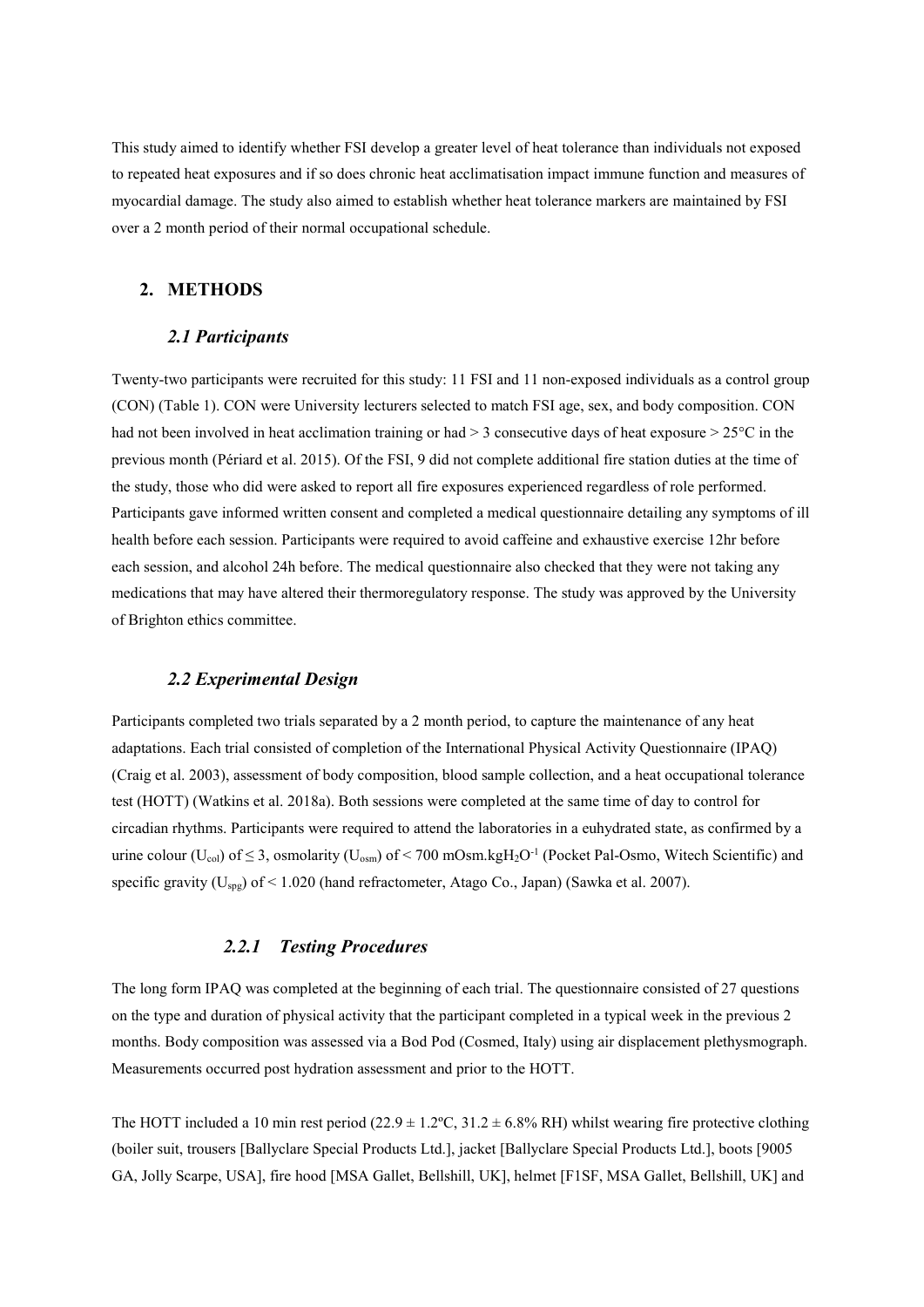This study aimed to identify whether FSI develop a greater level of heat tolerance than individuals not exposed to repeated heat exposures and if so does chronic heat acclimatisation impact immune function and measures of myocardial damage. The study also aimed to establish whether heat tolerance markers are maintained by FSI over a 2 month period of their normal occupational schedule.

## 2. METHODS

### *2.1 Participants*

Twenty-two participants were recruited for this study: 11 FSI and 11 non-exposed individuals as a control group (CON) (Table 1). CON were University lecturers selected to match FSI age, sex, and body composition. CON had not been involved in heat acclimation training or had > 3 consecutive days of heat exposure > 25°C in the previous month (Périard et al. 2015). Of the FSI, 9 did not complete additional fire station duties at the time of the study, those who did were asked to report all fire exposures experienced regardless of role performed. Participants gave informed written consent and completed a medical questionnaire detailing any symptoms of ill health before each session. Participants were required to avoid caffeine and exhaustive exercise 12hr before each session, and alcohol 24h before. The medical questionnaire also checked that they were not taking any medications that may have altered their thermoregulatory response. The study was approved by the University of Brighton ethics committee.

### *2.2 Experimental Design*

Participants completed two trials separated by a 2 month period, to capture the maintenance of any heat adaptations. Each trial consisted of completion of the International Physical Activity Questionnaire (IPAQ) (Craig et al. 2003), assessment of body composition, blood sample collection, and a heat occupational tolerance test (HOTT) (Watkins et al. 2018a). Both sessions were completed at the same time of day to control for circadian rhythms. Participants were required to attend the laboratories in a euhydrated state, as confirmed by a urine colour ($U_{col}$) of ≤ 3, osmolarity ($U_{osm}$) of < 700 $mOsm.kgH_2O^{-1}$ (Pocket Pal-Osmo, Witech Scientific) and specific gravity ($U_{spg}$) of < 1.020 (hand refractometer, Atago Co., Japan) (Sawka et al. 2007).

#### *2.2.1 Testing Procedures*

The long form IPAQ was completed at the beginning of each trial. The questionnaire consisted of 27 questions on the type and duration of physical activity that the participant completed in a typical week in the previous 2 months. Body composition was assessed via a Bod Pod (Cosmed, Italy) using air displacement plethysmograph. Measurements occurred post hydration assessment and prior to the HOTT.

The HOTT included a 10 min rest period (22.9 ± 1.2ºC, 31.2 ± 6.8% RH) whilst wearing fire protective clothing (boiler suit, trousers [Ballyclare Special Products Ltd.], jacket [Ballyclare Special Products Ltd.], boots [9005 GA, Jolly Scarpe, USA], fire hood [MSA Gallet, Bellshill, UK], helmet [F1SF, MSA Gallet, Bellshill, UK] and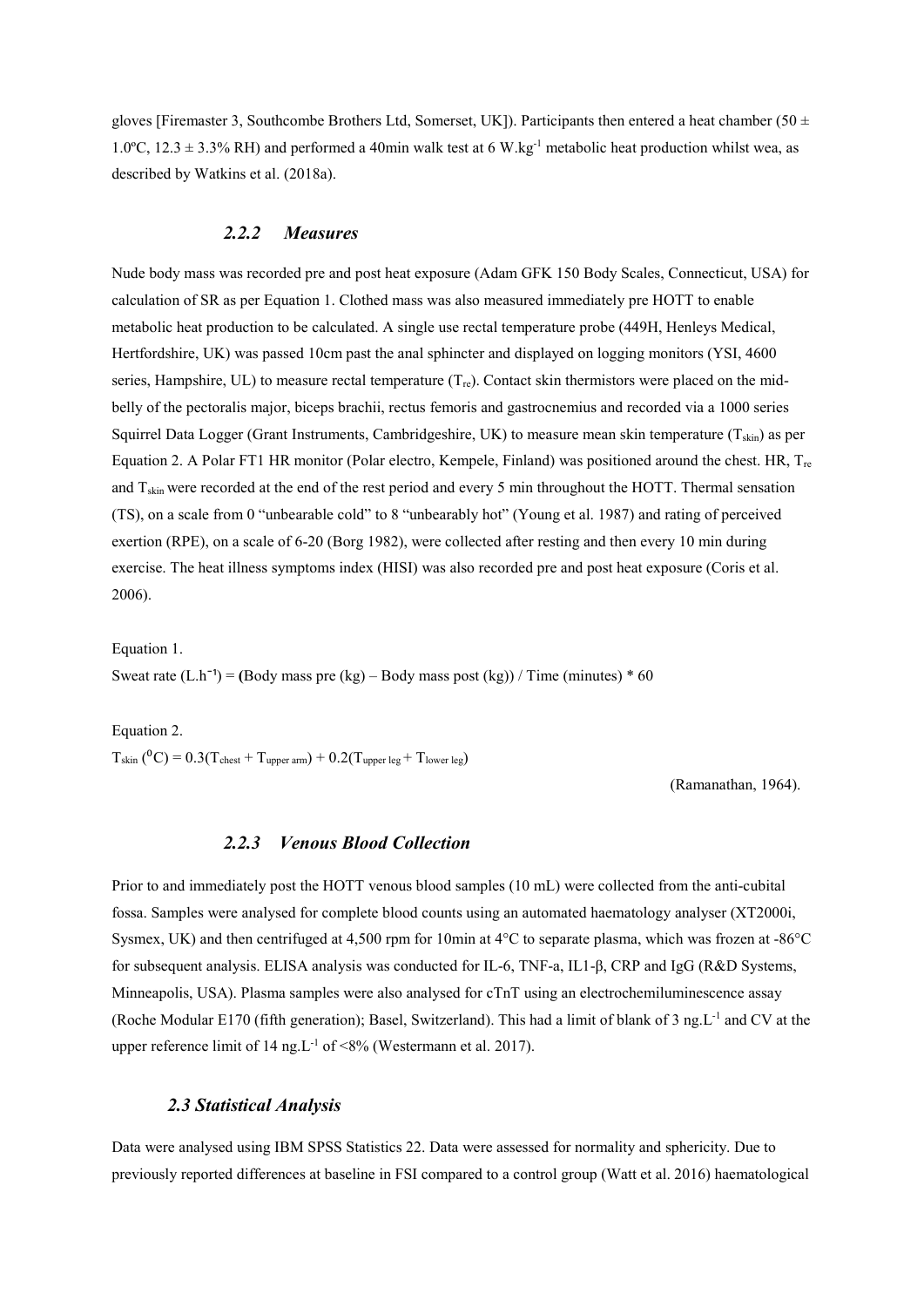gloves [Firemaster 3, Southcombe Brothers Ltd, Somerset, UK]). Participants then entered a heat chamber (50 ± 1.0ºC, 12.3 ± 3.3% RH) and performed a 40min walk test at 6 $W.kg^{-1}$ metabolic heat production whilst wea, as described by Watkins et al. (2018a).

### *2.2.2 Measures*

Nude body mass was recorded pre and post heat exposure (Adam GFK 150 Body Scales, Connecticut, USA) for calculation of SR as per Equation 1. Clothed mass was also measured immediately pre HOTT to enable metabolic heat production to be calculated. A single use rectal temperature probe (449H, Henleys Medical, Hertfordshire, UK) was passed 10cm past the anal sphincter and displayed on logging monitors (YSI, 4600 series, Hampshire, UL) to measure rectal temperature ($T_{re}$). Contact skin thermistors were placed on the mid-belly of the pectoralis major, biceps brachii, rectus femoris and gastrocnemius and recorded via a 1000 series Squirrel Data Logger (Grant Instruments, Cambridgeshire, UK) to measure mean skin temperature ($T_{skin}$) as per Equation 2. A Polar FT1 HR monitor (Polar electro, Kempele, Finland) was positioned around the chest. HR, $T_{re}$ and $T_{skin}$ were recorded at the end of the rest period and every 5 min throughout the HOTT. Thermal sensation (TS), on a scale from 0 "unbearable cold" to 8 "unbearably hot" (Young et al. 1987) and rating of perceived exertion (RPE), on a scale of 6-20 (Borg 1982), were collected after resting and then every 10 min during exercise. The heat illness symptoms index (HISI) was also recorded pre and post heat exposure (Coris et al. 2006).

Equation 1.

Sweat rate ($L.h^{-1}$) = (Body mass pre (kg) – Body mass post (kg)) / Time (minutes) * 60

Equation 2.

$T_{skin}$ ($^{0}C$) = $0.3(T_{chest} + T_{upper\ arm}) + 0.2(T_{upper\ leg} + T_{lower\ leg})$

(Ramanathan, 1964).

### *2.2.3 Venous Blood Collection*

Prior to and immediately post the HOTT venous blood samples (10 mL) were collected from the anti-cubital fossa. Samples were analysed for complete blood counts using an automated haematology analyser (XT2000i, Sysmex, UK) and then centrifuged at 4,500 rpm for 10min at 4°C to separate plasma, which was frozen at -86°C for subsequent analysis. ELISA analysis was conducted for IL-6, TNF-a, IL1-β, CRP and IgG (R&D Systems, Minneapolis, USA). Plasma samples were also analysed for cTnT using an electrochemiluminescence assay (Roche Modular E170 (fifth generation); Basel, Switzerland). This had a limit of blank of 3 $ng.L^{-1}$ and CV at the upper reference limit of 14 $ng.L^{-1}$ of <8% (Westermann et al. 2017).

## *2.3 Statistical Analysis*

Data were analysed using IBM SPSS Statistics 22. Data were assessed for normality and sphericity. Due to previously reported differences at baseline in FSI compared to a control group (Watt et al. 2016) haematological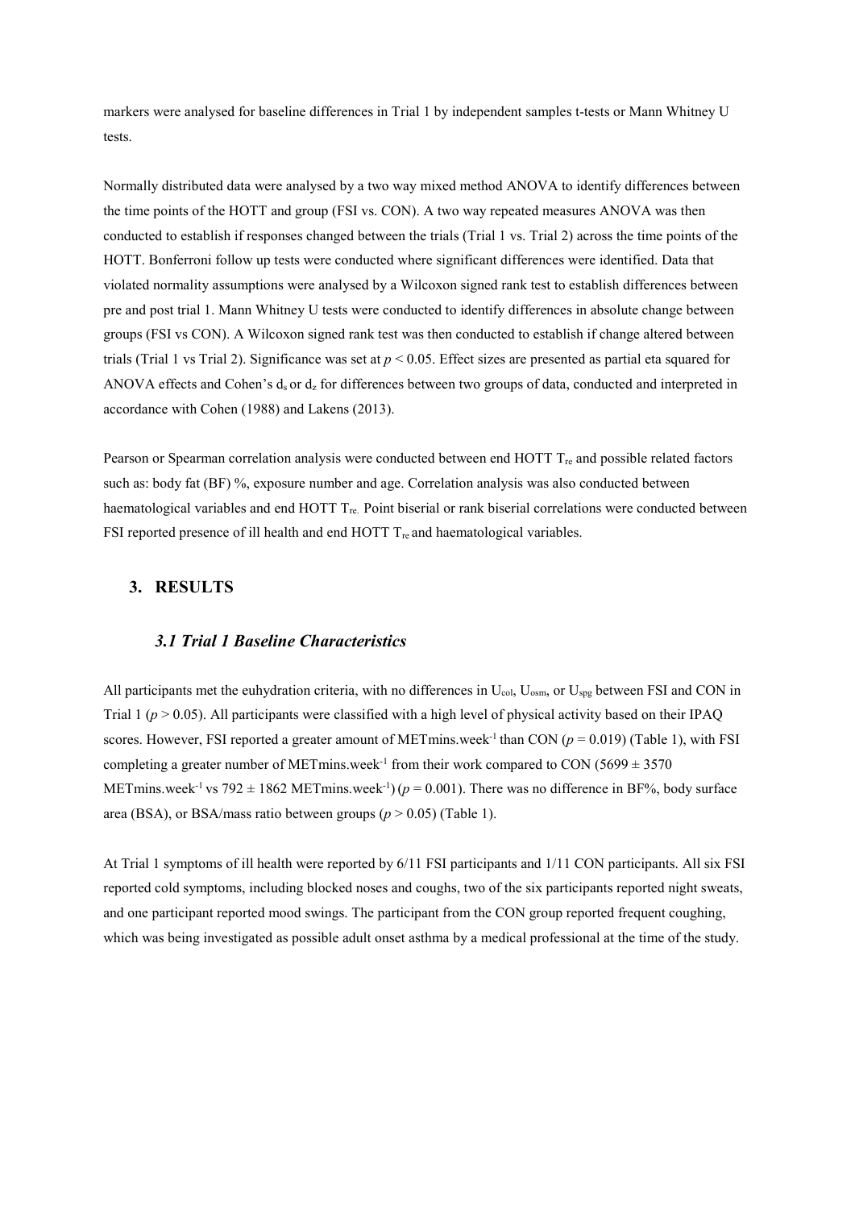markers were analysed for baseline differences in Trial 1 by independent samples t-tests or Mann Whitney U tests.

Normally distributed data were analysed by a two way mixed method ANOVA to identify differences between the time points of the HOTT and group (FSI vs. CON). A two way repeated measures ANOVA was then conducted to establish if responses changed between the trials (Trial 1 vs. Trial 2) across the time points of the HOTT. Bonferroni follow up tests were conducted where significant differences were identified. Data that violated normality assumptions were analysed by a Wilcoxon signed rank test to establish differences between pre and post trial 1. Mann Whitney U tests were conducted to identify differences in absolute change between groups (FSI vs CON). A Wilcoxon signed rank test was then conducted to establish if change altered between trials (Trial 1 vs Trial 2). Significance was set at $p < 0.05$. Effect sizes are presented as partial eta squared for ANOVA effects and Cohen's $d_s$ or $d_z$ for differences between two groups of data, conducted and interpreted in accordance with Cohen (1988) and Lakens (2013).

Pearson or Spearman correlation analysis were conducted between end HOTT $T_{re}$ and possible related factors such as: body fat (BF) %, exposure number and age. Correlation analysis was also conducted between haematological variables and end HOTT $T_{re}$. Point biserial or rank biserial correlations were conducted between FSI reported presence of ill health and end HOTT $T_{re}$ and haematological variables.

## 3. RESULTS

### *3.1 Trial 1 Baseline Characteristics*

All participants met the euhydration criteria, with no differences in $U_{col}$, $U_{osm}$, or $U_{spg}$ between FSI and CON in Trial 1 ($p > 0.05$). All participants were classified with a high level of physical activity based on their IPAQ scores. However, FSI reported a greater amount of METmins.week$^{-1}$ than CON ($p = 0.019$) (Table 1), with FSI completing a greater number of METmins.week$^{-1}$ from their work compared to CON ($5699 \pm 3570$ METmins.week$^{-1}$ vs $792 \pm 1862$ METmins.week$^{-1}$) ($p = 0.001$). There was no difference in BF%, body surface area (BSA), or BSA/mass ratio between groups ($p > 0.05$) (Table 1).

At Trial 1 symptoms of ill health were reported by 6/11 FSI participants and 1/11 CON participants. All six FSI reported cold symptoms, including blocked noses and coughs, two of the six participants reported night sweats, and one participant reported mood swings. The participant from the CON group reported frequent coughing, which was being investigated as possible adult onset asthma by a medical professional at the time of the study.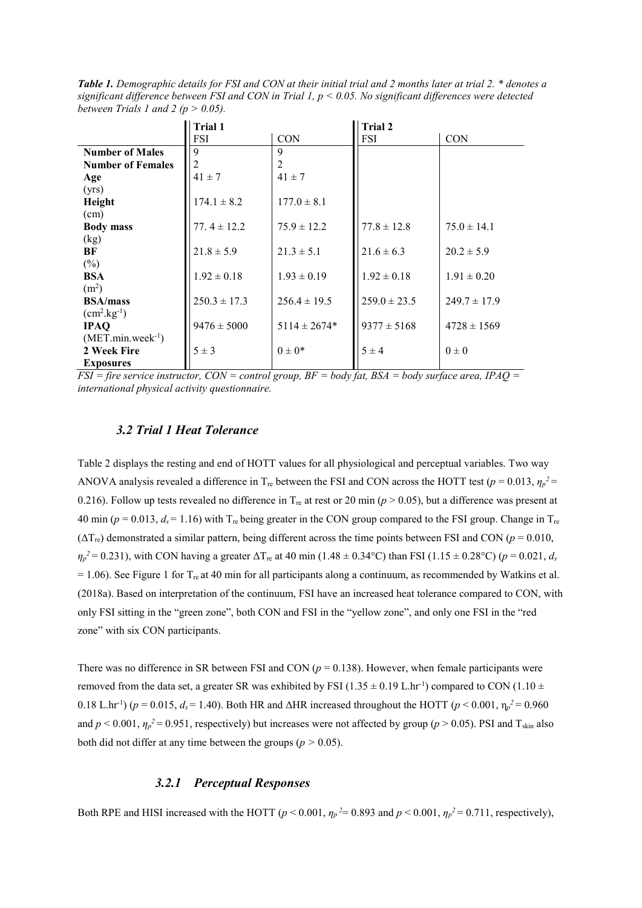***Table 1.*** *Demographic details for FSI and CON at their initial trial and 2 months later at trial 2. * denotes a significant difference between FSI and CON in Trial 1, p < 0.05. No significant differences were detected between Trials 1 and 2 (p > 0.05).*

| | **Trial 1** | | **Trial 2** | |
|---|---|---|---|---|
| | FSI | CON | FSI | CON |
| **Number of Males** | 9 | 9 | | |
| **Number of Females** | 2 | 2 | | |
| **Age** (yrs) | 41 ± 7 | 41 ± 7 | | |
| **Height** (cm) | 174.1 ± 8.2 | 177.0 ± 8.1 | | |
| **Body mass** (kg) | 77. 4 ± 12.2 | 75.9 ± 12.2 | 77.8 ± 12.8 | 75.0 ± 14.1 |
| **BF** (%) | 21.8 ± 5.9 | 21.3 ± 5.1 | 21.6 ± 6.3 | 20.2 ± 5.9 |
| **BSA** ($m^2$) | 1.92 ± 0.18 | 1.93 ± 0.19 | 1.92 ± 0.18 | 1.91 ± 0.20 |
| **BSA/mass** ($cm^2.kg^{-1}$) | 250.3 ± 17.3 | 256.4 ± 19.5 | 259.0 ± 23.5 | 249.7 ± 17.9 |
| **IPAQ** ($MET.min.week^{-1}$) | 9476 ± 5000 | 5114 ± 2674* | 9377 ± 5168 | 4728 ± 1569 |
| **2 Week Fire Exposures** | 5 ± 3 | 0 ± 0* | 5 ± 4 | 0 ± 0 |

*FSI = fire service instructor, CON = control group, BF = body fat, BSA = body surface area, IPAQ = international physical activity questionnaire.*

### *3.2 Trial 1 Heat Tolerance*

Table 2 displays the resting and end of HOTT values for all physiological and perceptual variables. Two way ANOVA analysis revealed a difference in $T_{re}$ between the FSI and CON across the HOTT test ($p = 0.013$, $\eta_p^2 = 0.216$). Follow up tests revealed no difference in $T_{re}$ at rest or 20 min ($p > 0.05$), but a difference was present at 40 min ($p = 0.013$, $d_s = 1.16$) with $T_{re}$ being greater in the CON group compared to the FSI group. Change in $T_{re}$ ($\Delta T_{re}$) demonstrated a similar pattern, being different across the time points between FSI and CON ($p = 0.010$, $\eta_p^2 = 0.231$), with CON having a greater $\Delta T_{re}$ at 40 min (1.48 ± 0.34°C) than FSI (1.15 ± 0.28°C) ($p = 0.021$, $d_s = 1.06$). See Figure 1 for $T_{re}$ at 40 min for all participants along a continuum, as recommended by Watkins et al. (2018a). Based on interpretation of the continuum, FSI have an increased heat tolerance compared to CON, with only FSI sitting in the "green zone", both CON and FSI in the "yellow zone", and only one FSI in the "red zone" with six CON participants.

There was no difference in SR between FSI and CON ($p = 0.138$). However, when female participants were removed from the data set, a greater SR was exhibited by FSI (1.35 ± 0.19 $L.hr^{-1}$) compared to CON (1.10 ± 0.18 $L.hr^{-1}$) ($p = 0.015$, $d_s = 1.40$). Both HR and ΔHR increased throughout the HOTT ($p < 0.001$, $\eta_p^2 = 0.960$ and $p < 0.001$, $\eta_p^2 = 0.951$, respectively) but increases were not affected by group ($p > 0.05$). PSI and $T_{skin}$ also both did not differ at any time between the groups ($p > 0.05$).

#### *3.2.1 Perceptual Responses*

Both RPE and HISI increased with the HOTT ($p < 0.001$, $\eta_p^2 = 0.893$ and $p < 0.001$, $\eta_p^2 = 0.711$, respectively),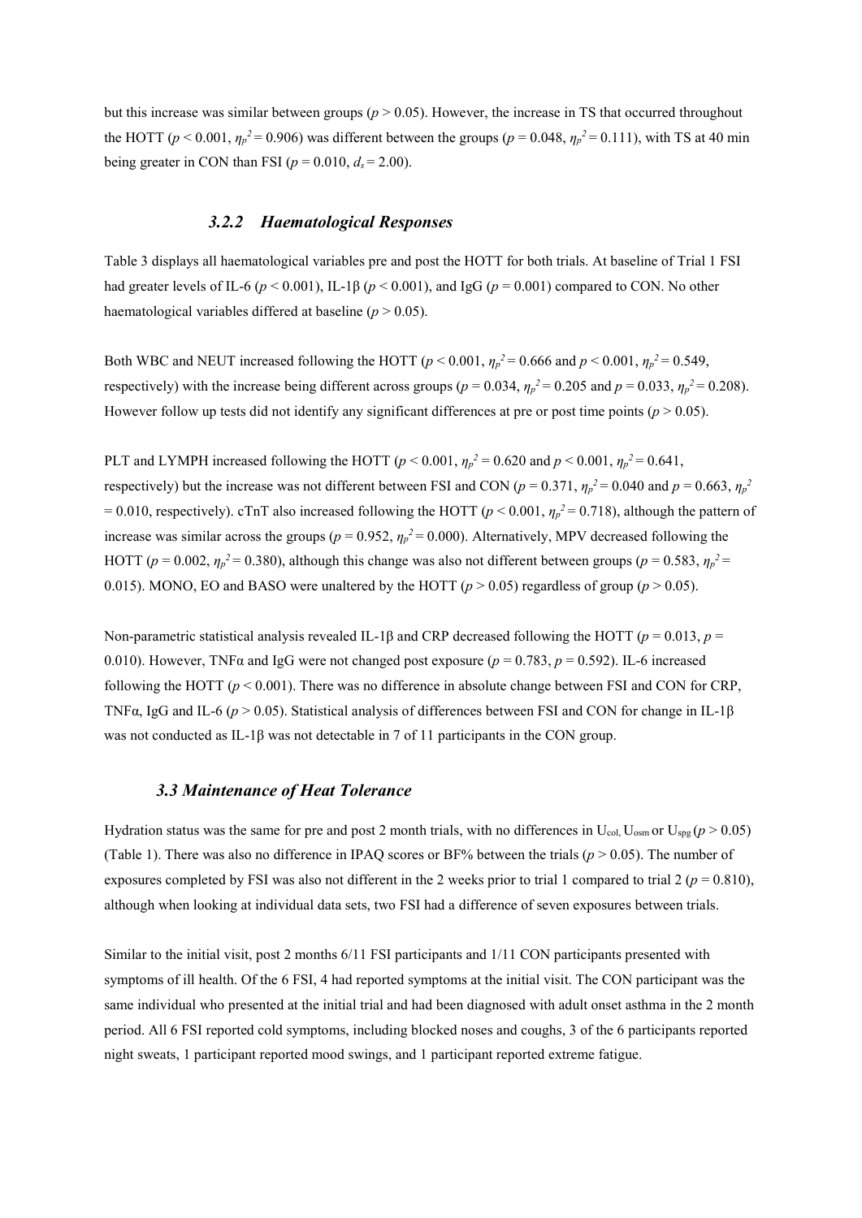but this increase was similar between groups ($p > 0.05$). However, the increase in TS that occurred throughout the HOTT ($p < 0.001$, $\eta_p^2 = 0.906$) was different between the groups ($p = 0.048$, $\eta_p^2 = 0.111$), with TS at 40 min being greater in CON than FSI ($p = 0.010$, $d_s = 2.00$).

### *3.2.2 Haematological Responses*

Table 3 displays all haematological variables pre and post the HOTT for both trials. At baseline of Trial 1 FSI had greater levels of IL-6 ($p < 0.001$), IL-1β ($p < 0.001$), and IgG ($p = 0.001$) compared to CON. No other haematological variables differed at baseline ($p > 0.05$).

Both WBC and NEUT increased following the HOTT ($p < 0.001$, $\eta_p^2 = 0.666$ and $p < 0.001$, $\eta_p^2 = 0.549$, respectively) with the increase being different across groups ($p = 0.034$, $\eta_p^2 = 0.205$ and $p = 0.033$, $\eta_p^2 = 0.208$). However follow up tests did not identify any significant differences at pre or post time points ($p > 0.05$).

PLT and LYMPH increased following the HOTT ($p < 0.001$, $\eta_p^2 = 0.620$ and $p < 0.001$, $\eta_p^2 = 0.641$, respectively) but the increase was not different between FSI and CON ($p = 0.371$, $\eta_p^2 = 0.040$ and $p = 0.663$, $\eta_p^2 = 0.010$, respectively). cTnT also increased following the HOTT ($p < 0.001$, $\eta_p^2 = 0.718$), although the pattern of increase was similar across the groups ($p = 0.952$, $\eta_p^2 = 0.000$). Alternatively, MPV decreased following the HOTT ($p = 0.002$, $\eta_p^2 = 0.380$), although this change was also not different between groups ($p = 0.583$, $\eta_p^2 = 0.015$). MONO, EO and BASO were unaltered by the HOTT ($p > 0.05$) regardless of group ($p > 0.05$).

Non-parametric statistical analysis revealed IL-1β and CRP decreased following the HOTT ($p = 0.013$, $p = 0.010$). However, TNFα and IgG were not changed post exposure ($p = 0.783$, $p = 0.592$). IL-6 increased following the HOTT ($p < 0.001$). There was no difference in absolute change between FSI and CON for CRP, TNFα, IgG and IL-6 ($p > 0.05$). Statistical analysis of differences between FSI and CON for change in IL-1β was not conducted as IL-1β was not detectable in 7 of 11 participants in the CON group.

## *3.3 Maintenance of Heat Tolerance*

Hydration status was the same for pre and post 2 month trials, with no differences in $U_{col}$, $U_{osm}$ or $U_{spg}$ ($p > 0.05$) (Table 1). There was also no difference in IPAQ scores or BF% between the trials ($p > 0.05$). The number of exposures completed by FSI was also not different in the 2 weeks prior to trial 1 compared to trial 2 ($p = 0.810$), although when looking at individual data sets, two FSI had a difference of seven exposures between trials.

Similar to the initial visit, post 2 months 6/11 FSI participants and 1/11 CON participants presented with symptoms of ill health. Of the 6 FSI, 4 had reported symptoms at the initial visit. The CON participant was the same individual who presented at the initial trial and had been diagnosed with adult onset asthma in the 2 month period. All 6 FSI reported cold symptoms, including blocked noses and coughs, 3 of the 6 participants reported night sweats, 1 participant reported mood swings, and 1 participant reported extreme fatigue.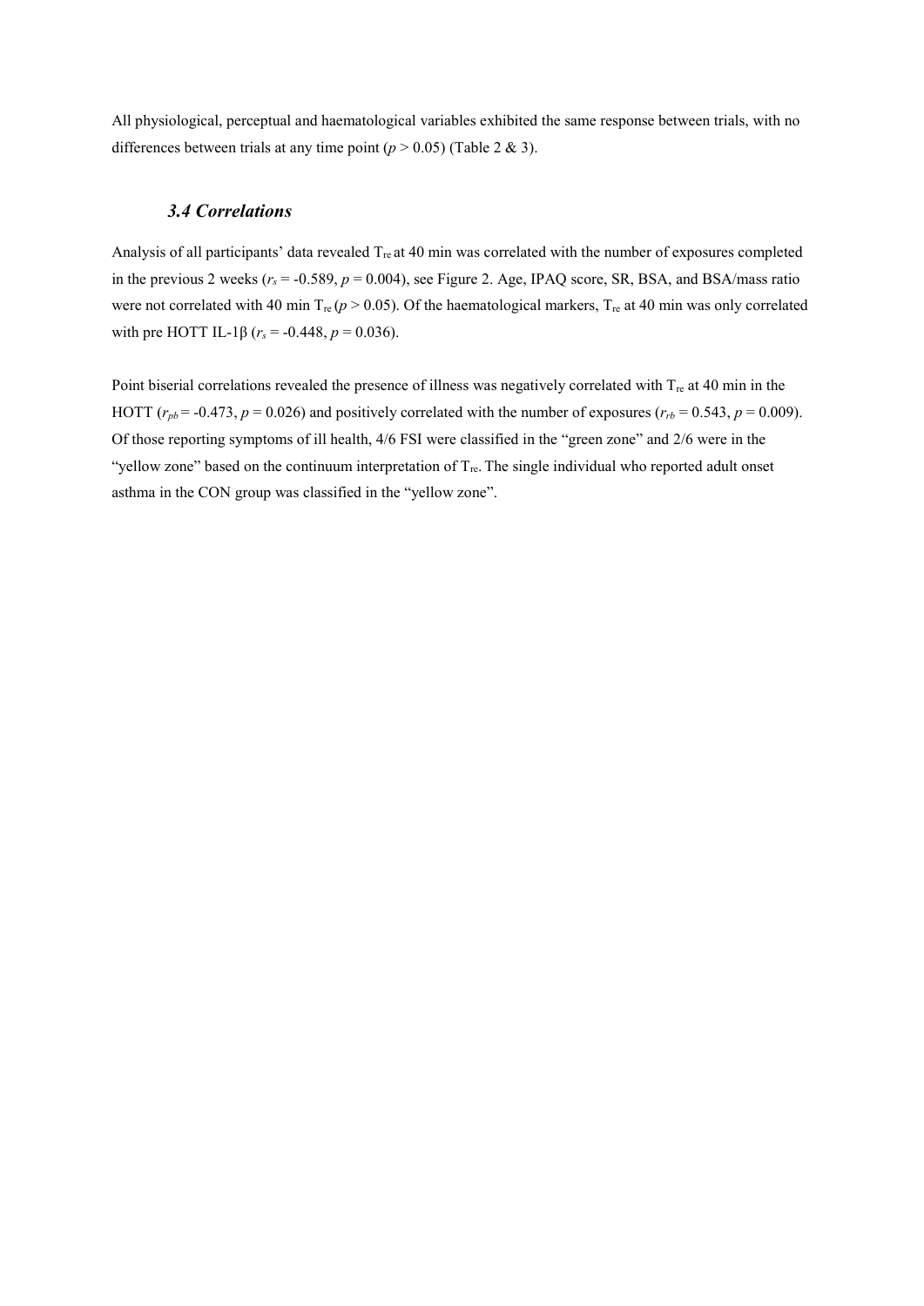All physiological, perceptual and haematological variables exhibited the same response between trials, with no differences between trials at any time point ($p > 0.05$) (Table 2 & 3).

### *3.4 Correlations*

Analysis of all participants' data revealed $T_{re}$ at 40 min was correlated with the number of exposures completed in the previous 2 weeks ($r_s = -0.589$, $p = 0.004$), see Figure 2. Age, IPAQ score, SR, BSA, and BSA/mass ratio were not correlated with 40 min $T_{re}$ ($p > 0.05$). Of the haematological markers, $T_{re}$ at 40 min was only correlated with pre HOTT IL-1β ($r_s = -0.448$, $p = 0.036$).

Point biserial correlations revealed the presence of illness was negatively correlated with $T_{re}$ at 40 min in the HOTT ($r_{pb} = -0.473$, $p = 0.026$) and positively correlated with the number of exposures ($r_{rb} = 0.543$, $p = 0.009$). Of those reporting symptoms of ill health, 4/6 FSI were classified in the "green zone" and 2/6 were in the "yellow zone" based on the continuum interpretation of $T_{re}$. The single individual who reported adult onset asthma in the CON group was classified in the "yellow zone".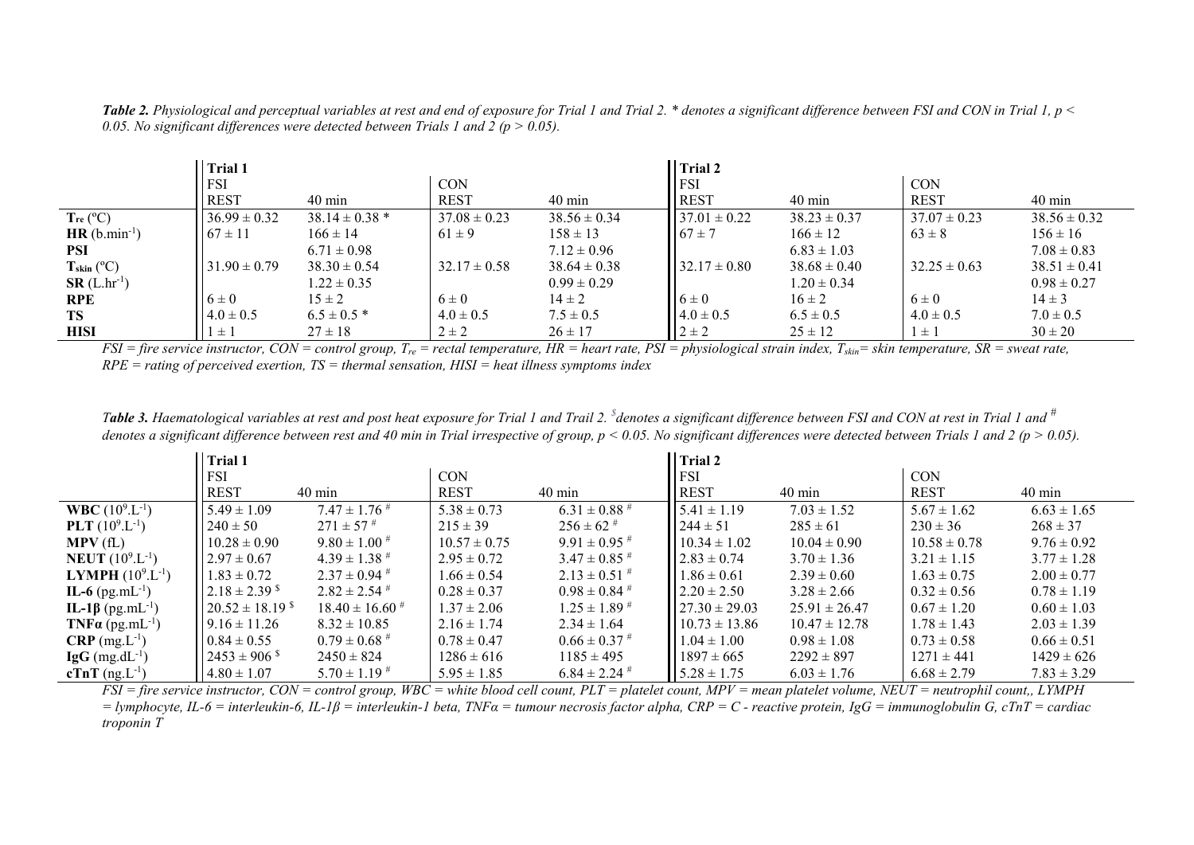***Table 2.*** *Physiological and perceptual variables at rest and end of exposure for Trial 1 and Trial 2. * denotes a significant difference between FSI and CON in Trial 1, $p < 0.05$. No significant differences were detected between Trials 1 and 2 ($p > 0.05$).*

| | Trial 1 | | | | Trial 2 | | | |
|---|---|---|---|---|---|---|---|---|
| | FSI | | CON | | FSI | | CON | |
| | REST | 40 min | REST | 40 min | REST | 40 min | REST | 40 min |
| **$T_{re}$** (ºC) | 36.99 ± 0.32 | 38.14 ± 0.38 * | 37.08 ± 0.23 | 38.56 ± 0.34 | 37.01 ± 0.22 | 38.23 ± 0.37 | 37.07 ± 0.23 | 38.56 ± 0.32 |
| **HR** ($b.min^{-1}$) | 67 ± 11 | 166 ± 14 | 61 ± 9 | 158 ± 13 | 67 ± 7 | 166 ± 12 | 63 ± 8 | 156 ± 16 |
| **PSI** | | 6.71 ± 0.98 | | 7.12 ± 0.96 | | 6.83 ± 1.03 | | 7.08 ± 0.83 |
| **$T_{skin}$** (ºC) | 31.90 ± 0.79 | 38.30 ± 0.54 | 32.17 ± 0.58 | 38.64 ± 0.38 | 32.17 ± 0.80 | 38.68 ± 0.40 | 32.25 ± 0.63 | 38.51 ± 0.41 |
| **SR** ($L.hr^{-1}$) | | 1.22 ± 0.35 | | 0.99 ± 0.29 | | 1.20 ± 0.34 | | 0.98 ± 0.27 |
| **RPE** | 6 ± 0 | 15 ± 2 | 6 ± 0 | 14 ± 2 | 6 ± 0 | 16 ± 2 | 6 ± 0 | 14 ± 3 |
| **TS** | 4.0 ± 0.5 | 6.5 ± 0.5 * | 4.0 ± 0.5 | 7.5 ± 0.5 | 4.0 ± 0.5 | 6.5 ± 0.5 | 4.0 ± 0.5 | 7.0 ± 0.5 |
| **HISI** | 1 ± 1 | 27 ± 18 | 2 ± 2 | 26 ± 17 | 2 ± 2 | 25 ± 12 | 1 ± 1 | 30 ± 20 |

*FSI = fire service instructor, CON = control group, $T_{re}$ = rectal temperature, HR = heart rate, PSI = physiological strain index, $T_{skin}$= skin temperature, SR = sweat rate, RPE = rating of perceived exertion, TS = thermal sensation, HISI = heat illness symptoms index*

***Table 3.*** *Haematological variables at rest and post heat exposure for Trial 1 and Trail 2. $^{\$}$denotes a significant difference between FSI and CON at rest in Trial 1 and $^{\#}$ denotes a significant difference between rest and 40 min in Trial irrespective of group, $p < 0.05$. No significant differences were detected between Trials 1 and 2 ($p > 0.05$).*

| | Trial 1 | | | | Trial 2 | | | |
|---|---|---|---|---|---|---|---|---|
| | FSI | | CON | | FSI | | CON | |
| | REST | 40 min | REST | 40 min | REST | 40 min | REST | 40 min |
| **WBC** ($10^9.L^{-1}$) | 5.49 ± 1.09 | 7.47 ± 1.76 $^{\#}$ | 5.38 ± 0.73 | 6.31 ± 0.88 $^{\#}$ | 5.41 ± 1.19 | 7.03 ± 1.52 | 5.67 ± 1.62 | 6.63 ± 1.65 |
| **PLT** ($10^9.L^{-1}$) | 240 ± 50 | 271 ± 57 $^{\#}$ | 215 ± 39 | 256 ± 62 $^{\#}$ | 244 ± 51 | 285 ± 61 | 230 ± 36 | 268 ± 37 |
| **MPV** (fL) | 10.28 ± 0.90 | 9.80 ± 1.00 $^{\#}$ | 10.57 ± 0.75 | 9.91 ± 0.95 $^{\#}$ | 10.34 ± 1.02 | 10.04 ± 0.90 | 10.58 ± 0.78 | 9.76 ± 0.92 |
| **NEUT** ($10^9.L^{-1}$) | 2.97 ± 0.67 | 4.39 ± 1.38 $^{\#}$ | 2.95 ± 0.72 | 3.47 ± 0.85 $^{\#}$ | 2.83 ± 0.74 | 3.70 ± 1.36 | 3.21 ± 1.15 | 3.77 ± 1.28 |
| **LYMPH** ($10^9.L^{-1}$) | 1.83 ± 0.72 | 2.37 ± 0.94 $^{\#}$ | 1.66 ± 0.54 | 2.13 ± 0.51 $^{\#}$ | 1.86 ± 0.61 | 2.39 ± 0.60 | 1.63 ± 0.75 | 2.00 ± 0.77 |
| **IL-6** ($pg.mL^{-1}$) | 2.18 ± 2.39 $^{\$}$ | 2.82 ± 2.54 $^{\#}$ | 0.28 ± 0.37 | 0.98 ± 0.84 $^{\#}$ | 2.20 ± 2.50 | 3.28 ± 2.66 | 0.32 ± 0.56 | 0.78 ± 1.19 |
| **IL-1β** ($pg.mL^{-1}$) | 20.52 ± 18.19 $^{\$}$ | 18.40 ± 16.60 $^{\#}$ | 1.37 ± 2.06 | 1.25 ± 1.89 $^{\#}$ | 27.30 ± 29.03 | 25.91 ± 26.47 | 0.67 ± 1.20 | 0.60 ± 1.03 |
| **TNFα** ($pg.mL^{-1}$) | 9.16 ± 11.26 | 8.32 ± 10.85 | 2.16 ± 1.74 | 2.34 ± 1.64 | 10.73 ± 13.86 | 10.47 ± 12.78 | 1.78 ± 1.43 | 2.03 ± 1.39 |
| **CRP** ($mg.L^{-1}$) | 0.84 ± 0.55 | 0.79 ± 0.68 $^{\#}$ | 0.78 ± 0.47 | 0.66 ± 0.37 $^{\#}$ | 1.04 ± 1.00 | 0.98 ± 1.08 | 0.73 ± 0.58 | 0.66 ± 0.51 |
| **IgG** ($mg.dL^{-1}$) | 2453 ± 906 $^{\$}$ | 2450 ± 824 | 1286 ± 616 | 1185 ± 495 | 1897 ± 665 | 2292 ± 897 | 1271 ± 441 | 1429 ± 626 |
| **cTnT** ($ng.L^{-1}$) | 4.80 ± 1.07 | 5.70 ± 1.19 $^{\#}$ | 5.95 ± 1.85 | 6.84 ± 2.24 $^{\#}$ | 5.28 ± 1.75 | 6.03 ± 1.76 | 6.68 ± 2.79 | 7.83 ± 3.29 |

*FSI = fire service instructor, CON = control group, WBC = white blood cell count, PLT = platelet count, MPV = mean platelet volume, NEUT = neutrophil count,, LYMPH = lymphocyte, IL-6 = interleukin-6, IL-1β = interleukin-1 beta, TNFα = tumour necrosis factor alpha, CRP = C - reactive protein, IgG = immunoglobulin G, cTnT = cardiac troponin T*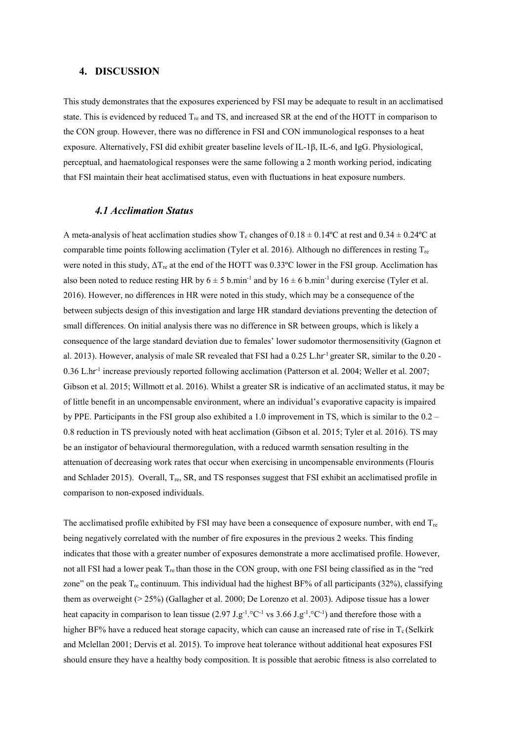## 4. DISCUSSION

This study demonstrates that the exposures experienced by FSI may be adequate to result in an acclimatised state. This is evidenced by reduced $T_{re}$ and TS, and increased SR at the end of the HOTT in comparison to the CON group. However, there was no difference in FSI and CON immunological responses to a heat exposure. Alternatively, FSI did exhibit greater baseline levels of IL-1β, IL-6, and IgG. Physiological, perceptual, and haematological responses were the same following a 2 month working period, indicating that FSI maintain their heat acclimatised status, even with fluctuations in heat exposure numbers.

### *4.1 Acclimation Status*

A meta-analysis of heat acclimation studies show $T_c$ changes of $0.18 \pm 0.14$ºC at rest and $0.34 \pm 0.24$ºC at comparable time points following acclimation (Tyler et al. 2016). Although no differences in resting $T_{re}$ were noted in this study, $\Delta T_{re}$ at the end of the HOTT was 0.33ºC lower in the FSI group. Acclimation has also been noted to reduce resting HR by $6 \pm 5$ b.min$^{-1}$ and by $16 \pm 6$ b.min$^{-1}$ during exercise (Tyler et al. 2016). However, no differences in HR were noted in this study, which may be a consequence of the between subjects design of this investigation and large HR standard deviations preventing the detection of small differences. On initial analysis there was no difference in SR between groups, which is likely a consequence of the large standard deviation due to females' lower sudomotor thermosensitivity (Gagnon et al. 2013). However, analysis of male SR revealed that FSI had a 0.25 L.hr$^{-1}$ greater SR, similar to the 0.20 - 0.36 L.hr$^{-1}$ increase previously reported following acclimation (Patterson et al. 2004; Weller et al. 2007; Gibson et al. 2015; Willmott et al. 2016). Whilst a greater SR is indicative of an acclimated status, it may be of little benefit in an uncompensable environment, where an individual's evaporative capacity is impaired by PPE. Participants in the FSI group also exhibited a 1.0 improvement in TS, which is similar to the 0.2 – 0.8 reduction in TS previously noted with heat acclimation (Gibson et al. 2015; Tyler et al. 2016). TS may be an instigator of behavioural thermoregulation, with a reduced warmth sensation resulting in the attenuation of decreasing work rates that occur when exercising in uncompensable environments (Flouris and Schlader 2015). Overall, $T_{re}$, SR, and TS responses suggest that FSI exhibit an acclimatised profile in comparison to non-exposed individuals.

The acclimatised profile exhibited by FSI may have been a consequence of exposure number, with end $T_{re}$ being negatively correlated with the number of fire exposures in the previous 2 weeks. This finding indicates that those with a greater number of exposures demonstrate a more acclimatised profile. However, not all FSI had a lower peak $T_{re}$ than those in the CON group, with one FSI being classified as in the "red zone" on the peak $T_{re}$ continuum. This individual had the highest BF% of all participants (32%), classifying them as overweight (> 25%) (Gallagher et al. 2000; De Lorenzo et al. 2003). Adipose tissue has a lower heat capacity in comparison to lean tissue (2.97 J.g$^{-1}$.°C$^{-1}$ vs 3.66 J.g$^{-1}$.°C$^{-1}$) and therefore those with a higher BF% have a reduced heat storage capacity, which can cause an increased rate of rise in $T_c$ (Selkirk and Mclellan 2001; Dervis et al. 2015). To improve heat tolerance without additional heat exposures FSI should ensure they have a healthy body composition. It is possible that aerobic fitness is also correlated to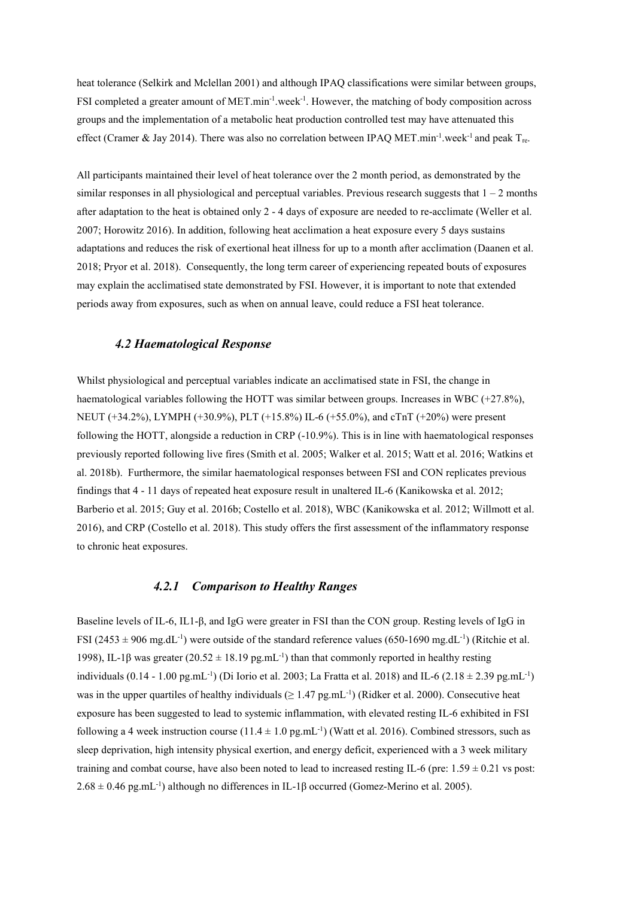heat tolerance (Selkirk and Mclellan 2001) and although IPAQ classifications were similar between groups, FSI completed a greater amount of MET.min$^{-1}$.week$^{-1}$. However, the matching of body composition across groups and the implementation of a metabolic heat production controlled test may have attenuated this effect (Cramer & Jay 2014). There was also no correlation between IPAQ MET.min$^{-1}$.week$^{-1}$ and peak $T_{re}$.

All participants maintained their level of heat tolerance over the 2 month period, as demonstrated by the similar responses in all physiological and perceptual variables. Previous research suggests that 1 – 2 months after adaptation to the heat is obtained only 2 - 4 days of exposure are needed to re-acclimate (Weller et al. 2007; Horowitz 2016). In addition, following heat acclimation a heat exposure every 5 days sustains adaptations and reduces the risk of exertional heat illness for up to a month after acclimation (Daanen et al. 2018; Pryor et al. 2018). Consequently, the long term career of experiencing repeated bouts of exposures may explain the acclimatised state demonstrated by FSI. However, it is important to note that extended periods away from exposures, such as when on annual leave, could reduce a FSI heat tolerance.

### *4.2 Haematological Response*

Whilst physiological and perceptual variables indicate an acclimatised state in FSI, the change in haematological variables following the HOTT was similar between groups. Increases in WBC (+27.8%), NEUT (+34.2%), LYMPH (+30.9%), PLT (+15.8%) IL-6 (+55.0%), and cTnT (+20%) were present following the HOTT, alongside a reduction in CRP (-10.9%). This is in line with haematological responses previously reported following live fires (Smith et al. 2005; Walker et al. 2015; Watt et al. 2016; Watkins et al. 2018b). Furthermore, the similar haematological responses between FSI and CON replicates previous findings that 4 - 11 days of repeated heat exposure result in unaltered IL-6 (Kanikowska et al. 2012; Barberio et al. 2015; Guy et al. 2016b; Costello et al. 2018), WBC (Kanikowska et al. 2012; Willmott et al. 2016), and CRP (Costello et al. 2018). This study offers the first assessment of the inflammatory response to chronic heat exposures.

#### *4.2.1 Comparison to Healthy Ranges*

Baseline levels of IL-6, IL1-β, and IgG were greater in FSI than the CON group. Resting levels of IgG in FSI (2453 ± 906 mg.dL$^{-1}$) were outside of the standard reference values (650-1690 mg.dL$^{-1}$) (Ritchie et al. 1998), IL-1β was greater (20.52 ± 18.19 pg.mL$^{-1}$) than that commonly reported in healthy resting individuals (0.14 - 1.00 pg.mL$^{-1}$) (Di Iorio et al. 2003; La Fratta et al. 2018) and IL-6 (2.18 ± 2.39 pg.mL$^{-1}$) was in the upper quartiles of healthy individuals (≥ 1.47 pg.mL$^{-1}$) (Ridker et al. 2000). Consecutive heat exposure has been suggested to lead to systemic inflammation, with elevated resting IL-6 exhibited in FSI following a 4 week instruction course (11.4 ± 1.0 pg.mL$^{-1}$) (Watt et al. 2016). Combined stressors, such as sleep deprivation, high intensity physical exertion, and energy deficit, experienced with a 3 week military training and combat course, have also been noted to lead to increased resting IL-6 (pre: 1.59 ± 0.21 vs post: 2.68 ± 0.46 pg.mL$^{-1}$) although no differences in IL-1β occurred (Gomez-Merino et al. 2005).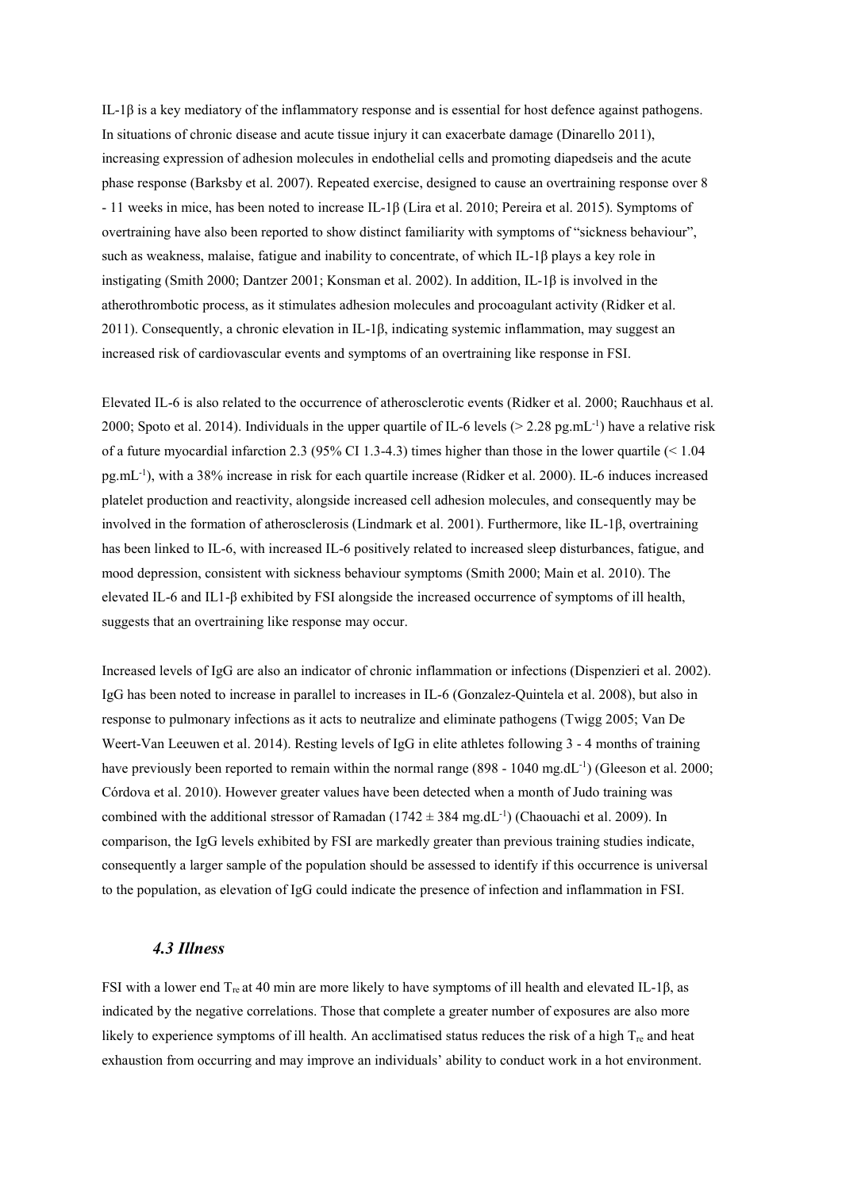IL-1β is a key mediatory of the inflammatory response and is essential for host defence against pathogens. In situations of chronic disease and acute tissue injury it can exacerbate damage (Dinarello 2011), increasing expression of adhesion molecules in endothelial cells and promoting diapedseis and the acute phase response (Barksby et al. 2007). Repeated exercise, designed to cause an overtraining response over 8 - 11 weeks in mice, has been noted to increase IL-1β (Lira et al. 2010; Pereira et al. 2015). Symptoms of overtraining have also been reported to show distinct familiarity with symptoms of "sickness behaviour", such as weakness, malaise, fatigue and inability to concentrate, of which IL-1β plays a key role in instigating (Smith 2000; Dantzer 2001; Konsman et al. 2002). In addition, IL-1β is involved in the atherothrombotic process, as it stimulates adhesion molecules and procoagulant activity (Ridker et al. 2011). Consequently, a chronic elevation in IL-1β, indicating systemic inflammation, may suggest an increased risk of cardiovascular events and symptoms of an overtraining like response in FSI.

Elevated IL-6 is also related to the occurrence of atherosclerotic events (Ridker et al. 2000; Rauchhaus et al. 2000; Spoto et al. 2014). Individuals in the upper quartile of IL-6 levels (> 2.28 pg.mL$^{-1}$) have a relative risk of a future myocardial infarction 2.3 (95% CI 1.3-4.3) times higher than those in the lower quartile (< 1.04 pg.mL$^{-1}$), with a 38% increase in risk for each quartile increase (Ridker et al. 2000). IL-6 induces increased platelet production and reactivity, alongside increased cell adhesion molecules, and consequently may be involved in the formation of atherosclerosis (Lindmark et al. 2001). Furthermore, like IL-1β, overtraining has been linked to IL-6, with increased IL-6 positively related to increased sleep disturbances, fatigue, and mood depression, consistent with sickness behaviour symptoms (Smith 2000; Main et al. 2010). The elevated IL-6 and IL1-β exhibited by FSI alongside the increased occurrence of symptoms of ill health, suggests that an overtraining like response may occur.

Increased levels of IgG are also an indicator of chronic inflammation or infections (Dispenzieri et al. 2002). IgG has been noted to increase in parallel to increases in IL-6 (Gonzalez-Quintela et al. 2008), but also in response to pulmonary infections as it acts to neutralize and eliminate pathogens (Twigg 2005; Van De Weert-Van Leeuwen et al. 2014). Resting levels of IgG in elite athletes following 3 - 4 months of training have previously been reported to remain within the normal range (898 - 1040 mg.dL$^{-1}$) (Gleeson et al. 2000; Córdova et al. 2010). However greater values have been detected when a month of Judo training was combined with the additional stressor of Ramadan (1742 ± 384 mg.dL$^{-1}$) (Chaouachi et al. 2009). In comparison, the IgG levels exhibited by FSI are markedly greater than previous training studies indicate, consequently a larger sample of the population should be assessed to identify if this occurrence is universal to the population, as elevation of IgG could indicate the presence of infection and inflammation in FSI.

### *4.3 Illness*

FSI with a lower end $T_{re}$ at 40 min are more likely to have symptoms of ill health and elevated IL-1β, as indicated by the negative correlations. Those that complete a greater number of exposures are also more likely to experience symptoms of ill health. An acclimatised status reduces the risk of a high $T_{re}$ and heat exhaustion from occurring and may improve an individuals' ability to conduct work in a hot environment.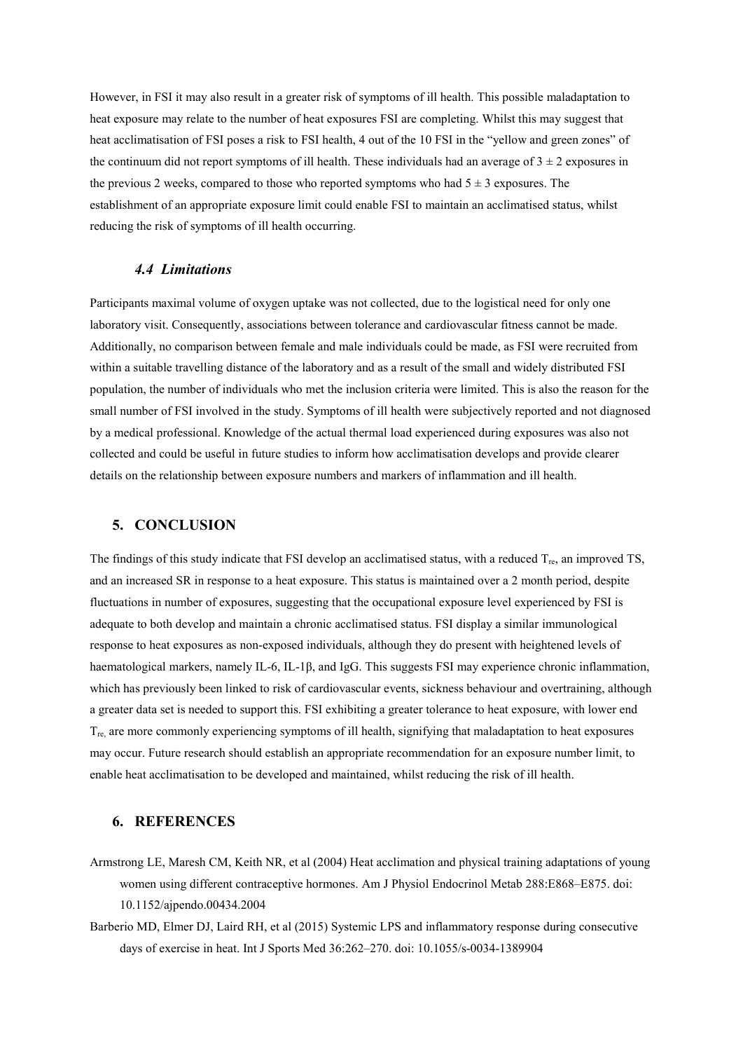However, in FSI it may also result in a greater risk of symptoms of ill health. This possible maladaptation to heat exposure may relate to the number of heat exposures FSI are completing. Whilst this may suggest that heat acclimatisation of FSI poses a risk to FSI health, 4 out of the 10 FSI in the "yellow and green zones" of the continuum did not report symptoms of ill health. These individuals had an average of $3 \pm 2$ exposures in the previous 2 weeks, compared to those who reported symptoms who had $5 \pm 3$ exposures. The establishment of an appropriate exposure limit could enable FSI to maintain an acclimatised status, whilst reducing the risk of symptoms of ill health occurring.

### *4.4 Limitations*

Participants maximal volume of oxygen uptake was not collected, due to the logistical need for only one laboratory visit. Consequently, associations between tolerance and cardiovascular fitness cannot be made. Additionally, no comparison between female and male individuals could be made, as FSI were recruited from within a suitable travelling distance of the laboratory and as a result of the small and widely distributed FSI population, the number of individuals who met the inclusion criteria were limited. This is also the reason for the small number of FSI involved in the study. Symptoms of ill health were subjectively reported and not diagnosed by a medical professional. Knowledge of the actual thermal load experienced during exposures was also not collected and could be useful in future studies to inform how acclimatisation develops and provide clearer details on the relationship between exposure numbers and markers of inflammation and ill health.

## 5. CONCLUSION

The findings of this study indicate that FSI develop an acclimatised status, with a reduced $T_{re}$, an improved TS, and an increased SR in response to a heat exposure. This status is maintained over a 2 month period, despite fluctuations in number of exposures, suggesting that the occupational exposure level experienced by FSI is adequate to both develop and maintain a chronic acclimatised status. FSI display a similar immunological response to heat exposures as non-exposed individuals, although they do present with heightened levels of haematological markers, namely IL-6, IL-1β, and IgG. This suggests FSI may experience chronic inflammation, which has previously been linked to risk of cardiovascular events, sickness behaviour and overtraining, although a greater data set is needed to support this. FSI exhibiting a greater tolerance to heat exposure, with lower end $T_{re,}$ are more commonly experiencing symptoms of ill health, signifying that maladaptation to heat exposures may occur. Future research should establish an appropriate recommendation for an exposure number limit, to enable heat acclimatisation to be developed and maintained, whilst reducing the risk of ill health.

## 6. REFERENCES

Armstrong LE, Maresh CM, Keith NR, et al (2004) Heat acclimation and physical training adaptations of young women using different contraceptive hormones. Am J Physiol Endocrinol Metab 288:E868–E875. doi: 10.1152/ajpendo.00434.2004

Barberio MD, Elmer DJ, Laird RH, et al (2015) Systemic LPS and inflammatory response during consecutive days of exercise in heat. Int J Sports Med 36:262–270. doi: 10.1055/s-0034-1389904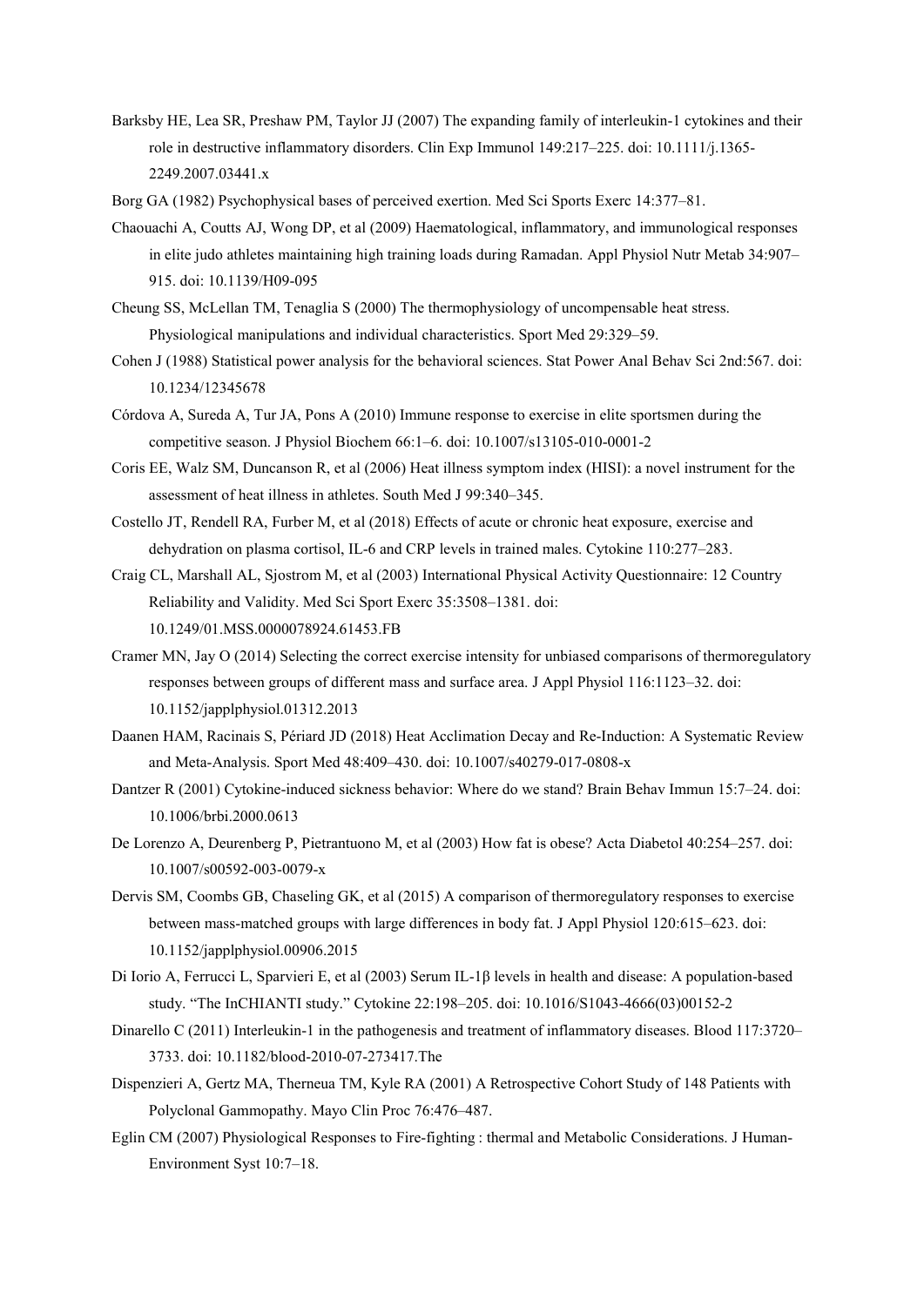Barksby HE, Lea SR, Preshaw PM, Taylor JJ (2007) The expanding family of interleukin-1 cytokines and their role in destructive inflammatory disorders. Clin Exp Immunol 149:217–225. doi: 10.1111/j.1365-2249.2007.03441.x

Borg GA (1982) Psychophysical bases of perceived exertion. Med Sci Sports Exerc 14:377–81.

Chaouachi A, Coutts AJ, Wong DP, et al (2009) Haematological, inflammatory, and immunological responses in elite judo athletes maintaining high training loads during Ramadan. Appl Physiol Nutr Metab 34:907–915. doi: 10.1139/H09-095

Cheung SS, McLellan TM, Tenaglia S (2000) The thermophysiology of uncompensable heat stress. Physiological manipulations and individual characteristics. Sport Med 29:329–59.

Cohen J (1988) Statistical power analysis for the behavioral sciences. Stat Power Anal Behav Sci 2nd:567. doi: 10.1234/12345678

Córdova A, Sureda A, Tur JA, Pons A (2010) Immune response to exercise in elite sportsmen during the competitive season. J Physiol Biochem 66:1–6. doi: 10.1007/s13105-010-0001-2

Coris EE, Walz SM, Duncanson R, et al (2006) Heat illness symptom index (HISI): a novel instrument for the assessment of heat illness in athletes. South Med J 99:340–345.

Costello JT, Rendell RA, Furber M, et al (2018) Effects of acute or chronic heat exposure, exercise and dehydration on plasma cortisol, IL-6 and CRP levels in trained males. Cytokine 110:277–283.

Craig CL, Marshall AL, Sjostrom M, et al (2003) International Physical Activity Questionnaire: 12 Country Reliability and Validity. Med Sci Sport Exerc 35:3508–1381. doi: 10.1249/01.MSS.0000078924.61453.FB

Cramer MN, Jay O (2014) Selecting the correct exercise intensity for unbiased comparisons of thermoregulatory responses between groups of different mass and surface area. J Appl Physiol 116:1123–32. doi: 10.1152/japplphysiol.01312.2013

Daanen HAM, Racinais S, Périard JD (2018) Heat Acclimation Decay and Re-Induction: A Systematic Review and Meta-Analysis. Sport Med 48:409–430. doi: 10.1007/s40279-017-0808-x

Dantzer R (2001) Cytokine-induced sickness behavior: Where do we stand? Brain Behav Immun 15:7–24. doi: 10.1006/brbi.2000.0613

De Lorenzo A, Deurenberg P, Pietrantuono M, et al (2003) How fat is obese? Acta Diabetol 40:254–257. doi: 10.1007/s00592-003-0079-x

Dervis SM, Coombs GB, Chaseling GK, et al (2015) A comparison of thermoregulatory responses to exercise between mass-matched groups with large differences in body fat. J Appl Physiol 120:615–623. doi: 10.1152/japplphysiol.00906.2015

Di Iorio A, Ferrucci L, Sparvieri E, et al (2003) Serum IL-1β levels in health and disease: A population-based study. "The InCHIANTI study." Cytokine 22:198–205. doi: 10.1016/S1043-4666(03)00152-2

Dinarello C (2011) Interleukin-1 in the pathogenesis and treatment of inflammatory diseases. Blood 117:3720–3733. doi: 10.1182/blood-2010-07-273417.The

Dispenzieri A, Gertz MA, Therneua TM, Kyle RA (2001) A Retrospective Cohort Study of 148 Patients with Polyclonal Gammopathy. Mayo Clin Proc 76:476–487.

Eglin CM (2007) Physiological Responses to Fire-fighting : thermal and Metabolic Considerations. J Human-Environment Syst 10:7–18.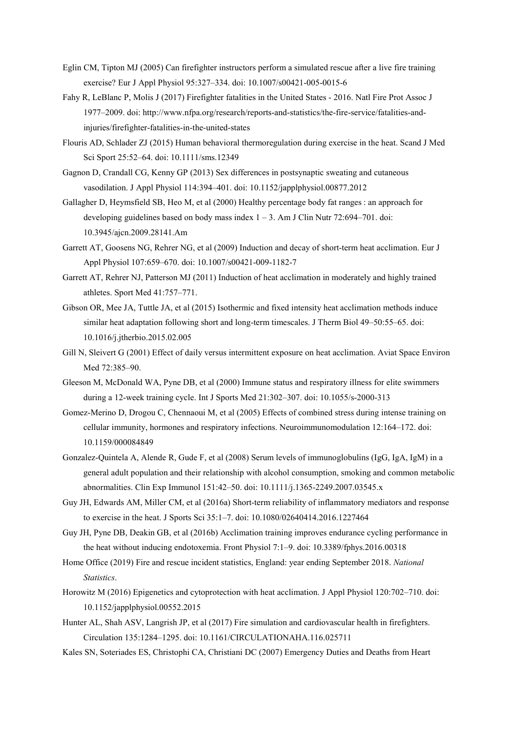Eglin CM, Tipton MJ (2005) Can firefighter instructors perform a simulated rescue after a live fire training exercise? Eur J Appl Physiol 95:327–334. doi: 10.1007/s00421-005-0015-6

Fahy R, LeBlanc P, Molis J (2017) Firefighter fatalities in the United States - 2016. Natl Fire Prot Assoc J 1977–2009. doi: http://www.nfpa.org/research/reports-and-statistics/the-fire-service/fatalities-and-injuries/firefighter-fatalities-in-the-united-states

Flouris AD, Schlader ZJ (2015) Human behavioral thermoregulation during exercise in the heat. Scand J Med Sci Sport 25:52–64. doi: 10.1111/sms.12349

Gagnon D, Crandall CG, Kenny GP (2013) Sex differences in postsynaptic sweating and cutaneous vasodilation. J Appl Physiol 114:394–401. doi: 10.1152/japplphysiol.00877.2012

Gallagher D, Heymsfield SB, Heo M, et al (2000) Healthy percentage body fat ranges : an approach for developing guidelines based on body mass index 1 – 3. Am J Clin Nutr 72:694–701. doi: 10.3945/ajcn.2009.28141.Am

Garrett AT, Goosens NG, Rehrer NG, et al (2009) Induction and decay of short-term heat acclimation. Eur J Appl Physiol 107:659–670. doi: 10.1007/s00421-009-1182-7

Garrett AT, Rehrer NJ, Patterson MJ (2011) Induction of heat acclimation in moderately and highly trained athletes. Sport Med 41:757–771.

Gibson OR, Mee JA, Tuttle JA, et al (2015) Isothermic and fixed intensity heat acclimation methods induce similar heat adaptation following short and long-term timescales. J Therm Biol 49–50:55–65. doi: 10.1016/j.jtherbio.2015.02.005

Gill N, Sleivert G (2001) Effect of daily versus intermittent exposure on heat acclimation. Aviat Space Environ Med 72:385–90.

Gleeson M, McDonald WA, Pyne DB, et al (2000) Immune status and respiratory illness for elite swimmers during a 12-week training cycle. Int J Sports Med 21:302–307. doi: 10.1055/s-2000-313

Gomez-Merino D, Drogou C, Chennaoui M, et al (2005) Effects of combined stress during intense training on cellular immunity, hormones and respiratory infections. Neuroimmunomodulation 12:164–172. doi: 10.1159/000084849

Gonzalez-Quintela A, Alende R, Gude F, et al (2008) Serum levels of immunoglobulins (IgG, IgA, IgM) in a general adult population and their relationship with alcohol consumption, smoking and common metabolic abnormalities. Clin Exp Immunol 151:42–50. doi: 10.1111/j.1365-2249.2007.03545.x

Guy JH, Edwards AM, Miller CM, et al (2016a) Short-term reliability of inflammatory mediators and response to exercise in the heat. J Sports Sci 35:1–7. doi: 10.1080/02640414.2016.1227464

Guy JH, Pyne DB, Deakin GB, et al (2016b) Acclimation training improves endurance cycling performance in the heat without inducing endotoxemia. Front Physiol 7:1–9. doi: 10.3389/fphys.2016.00318

Home Office (2019) Fire and rescue incident statistics, England: year ending September 2018. *National Statistics*.

Horowitz M (2016) Epigenetics and cytoprotection with heat acclimation. J Appl Physiol 120:702–710. doi: 10.1152/japplphysiol.00552.2015

Hunter AL, Shah ASV, Langrish JP, et al (2017) Fire simulation and cardiovascular health in firefighters. Circulation 135:1284–1295. doi: 10.1161/CIRCULATIONAHA.116.025711

Kales SN, Soteriades ES, Christophi CA, Christiani DC (2007) Emergency Duties and Deaths from Heart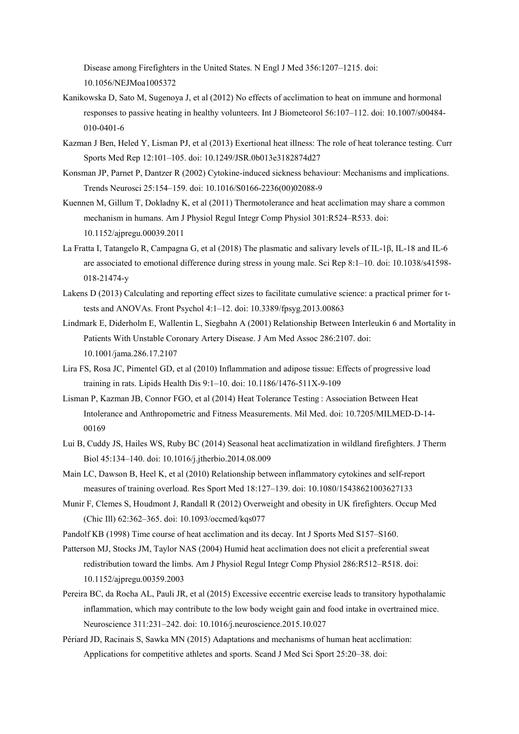Disease among Firefighters in the United States. N Engl J Med 356:1207–1215. doi: 10.1056/NEJMoa1005372

Kanikowska D, Sato M, Sugenoya J, et al (2012) No effects of acclimation to heat on immune and hormonal responses to passive heating in healthy volunteers. Int J Biometeorol 56:107–112. doi: 10.1007/s00484-010-0401-6

Kazman J Ben, Heled Y, Lisman PJ, et al (2013) Exertional heat illness: The role of heat tolerance testing. Curr Sports Med Rep 12:101–105. doi: 10.1249/JSR.0b013e3182874d27

Konsman JP, Parnet P, Dantzer R (2002) Cytokine-induced sickness behaviour: Mechanisms and implications. Trends Neurosci 25:154–159. doi: 10.1016/S0166-2236(00)02088-9

Kuennen M, Gillum T, Dokladny K, et al (2011) Thermotolerance and heat acclimation may share a common mechanism in humans. Am J Physiol Regul Integr Comp Physiol 301:R524–R533. doi: 10.1152/ajpregu.00039.2011

La Fratta I, Tatangelo R, Campagna G, et al (2018) The plasmatic and salivary levels of IL-1β, IL-18 and IL-6 are associated to emotional difference during stress in young male. Sci Rep 8:1–10. doi: 10.1038/s41598-018-21474-y

Lakens D (2013) Calculating and reporting effect sizes to facilitate cumulative science: a practical primer for t-tests and ANOVAs. Front Psychol 4:1–12. doi: 10.3389/fpsyg.2013.00863

Lindmark E, Diderholm E, Wallentin L, Siegbahn A (2001) Relationship Between Interleukin 6 and Mortality in Patients With Unstable Coronary Artery Disease. J Am Med Assoc 286:2107. doi: 10.1001/jama.286.17.2107

Lira FS, Rosa JC, Pimentel GD, et al (2010) Inflammation and adipose tissue: Effects of progressive load training in rats. Lipids Health Dis 9:1–10. doi: 10.1186/1476-511X-9-109

Lisman P, Kazman JB, Connor FGO, et al (2014) Heat Tolerance Testing : Association Between Heat Intolerance and Anthropometric and Fitness Measurements. Mil Med. doi: 10.7205/MILMED-D-14-00169

Lui B, Cuddy JS, Hailes WS, Ruby BC (2014) Seasonal heat acclimatization in wildland firefighters. J Therm Biol 45:134–140. doi: 10.1016/j.jtherbio.2014.08.009

Main LC, Dawson B, Heel K, et al (2010) Relationship between inflammatory cytokines and self-report measures of training overload. Res Sport Med 18:127–139. doi: 10.1080/15438621003627133

Munir F, Clemes S, Houdmont J, Randall R (2012) Overweight and obesity in UK firefighters. Occup Med (Chic Ill) 62:362–365. doi: 10.1093/occmed/kqs077

Pandolf KB (1998) Time course of heat acclimation and its decay. Int J Sports Med S157–S160.

Patterson MJ, Stocks JM, Taylor NAS (2004) Humid heat acclimation does not elicit a preferential sweat redistribution toward the limbs. Am J Physiol Regul Integr Comp Physiol 286:R512–R518. doi: 10.1152/ajpregu.00359.2003

Pereira BC, da Rocha AL, Pauli JR, et al (2015) Excessive eccentric exercise leads to transitory hypothalamic inflammation, which may contribute to the low body weight gain and food intake in overtrained mice. Neuroscience 311:231–242. doi: 10.1016/j.neuroscience.2015.10.027

Périard JD, Racinais S, Sawka MN (2015) Adaptations and mechanisms of human heat acclimation: Applications for competitive athletes and sports. Scand J Med Sci Sport 25:20–38. doi: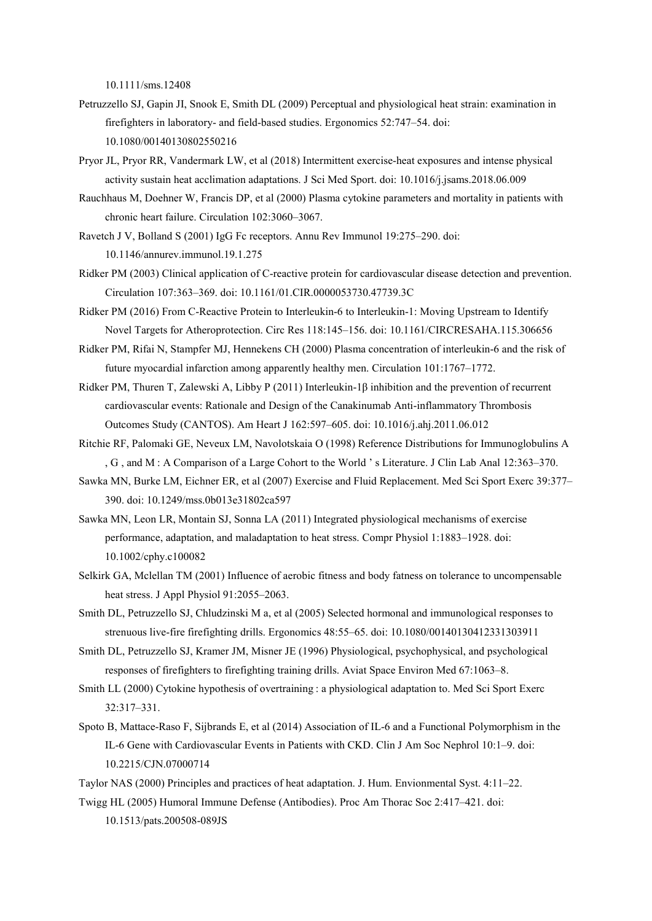10.1111/sms.12408

Petruzzello SJ, Gapin JI, Snook E, Smith DL (2009) Perceptual and physiological heat strain: examination in firefighters in laboratory- and field-based studies. Ergonomics 52:747–54. doi: 10.1080/00140130802550216

Pryor JL, Pryor RR, Vandermark LW, et al (2018) Intermittent exercise-heat exposures and intense physical activity sustain heat acclimation adaptations. J Sci Med Sport. doi: 10.1016/j.jsams.2018.06.009

Rauchhaus M, Doehner W, Francis DP, et al (2000) Plasma cytokine parameters and mortality in patients with chronic heart failure. Circulation 102:3060–3067.

Ravetch J V, Bolland S (2001) IgG Fc receptors. Annu Rev Immunol 19:275–290. doi: 10.1146/annurev.immunol.19.1.275

Ridker PM (2003) Clinical application of C-reactive protein for cardiovascular disease detection and prevention. Circulation 107:363–369. doi: 10.1161/01.CIR.0000053730.47739.3C

Ridker PM (2016) From C-Reactive Protein to Interleukin-6 to Interleukin-1: Moving Upstream to Identify Novel Targets for Atheroprotection. Circ Res 118:145–156. doi: 10.1161/CIRCRESAHA.115.306656

Ridker PM, Rifai N, Stampfer MJ, Hennekens CH (2000) Plasma concentration of interleukin-6 and the risk of future myocardial infarction among apparently healthy men. Circulation 101:1767–1772.

Ridker PM, Thuren T, Zalewski A, Libby P (2011) Interleukin-1β inhibition and the prevention of recurrent cardiovascular events: Rationale and Design of the Canakinumab Anti-inflammatory Thrombosis Outcomes Study (CANTOS). Am Heart J 162:597–605. doi: 10.1016/j.ahj.2011.06.012

Ritchie RF, Palomaki GE, Neveux LM, Navolotskaia O (1998) Reference Distributions for Immunoglobulins A , G , and M : A Comparison of a Large Cohort to the World ' s Literature. J Clin Lab Anal 12:363–370.

Sawka MN, Burke LM, Eichner ER, et al (2007) Exercise and Fluid Replacement. Med Sci Sport Exerc 39:377–390. doi: 10.1249/mss.0b013e31802ca597

Sawka MN, Leon LR, Montain SJ, Sonna LA (2011) Integrated physiological mechanisms of exercise performance, adaptation, and maladaptation to heat stress. Compr Physiol 1:1883–1928. doi: 10.1002/cphy.c100082

Selkirk GA, Mclellan TM (2001) Influence of aerobic fitness and body fatness on tolerance to uncompensable heat stress. J Appl Physiol 91:2055–2063.

Smith DL, Petruzzello SJ, Chludzinski M a, et al (2005) Selected hormonal and immunological responses to strenuous live-fire firefighting drills. Ergonomics 48:55–65. doi: 10.1080/00140130412331303911

Smith DL, Petruzzello SJ, Kramer JM, Misner JE (1996) Physiological, psychophysical, and psychological responses of firefighters to firefighting training drills. Aviat Space Environ Med 67:1063–8.

Smith LL (2000) Cytokine hypothesis of overtraining : a physiological adaptation to. Med Sci Sport Exerc 32:317–331.

Spoto B, Mattace-Raso F, Sijbrands E, et al (2014) Association of IL-6 and a Functional Polymorphism in the IL-6 Gene with Cardiovascular Events in Patients with CKD. Clin J Am Soc Nephrol 10:1–9. doi: 10.2215/CJN.07000714

Taylor NAS (2000) Principles and practices of heat adaptation. J. Hum. Envionmental Syst. 4:11–22.

Twigg HL (2005) Humoral Immune Defense (Antibodies). Proc Am Thorac Soc 2:417–421. doi: 10.1513/pats.200508-089JS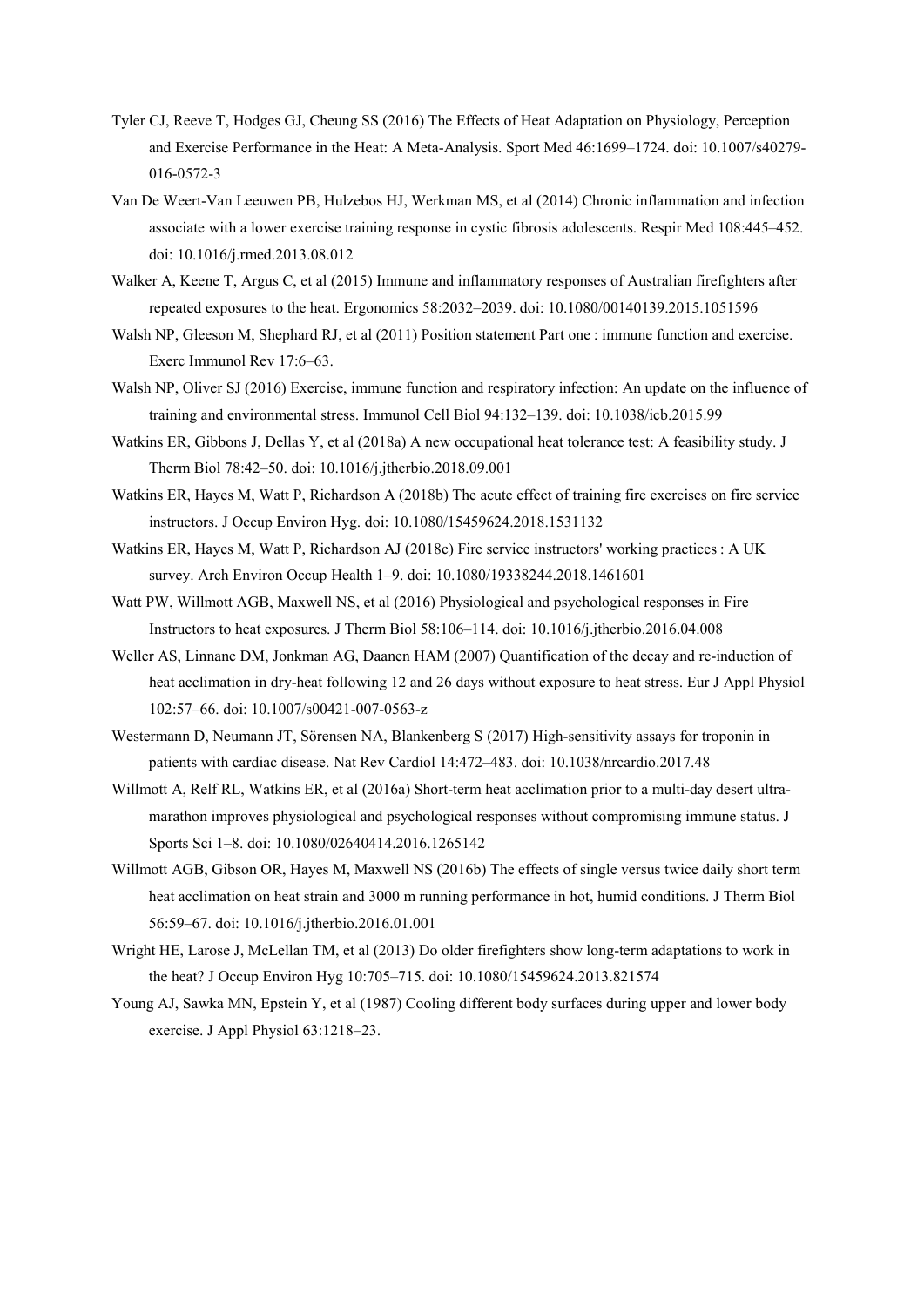Tyler CJ, Reeve T, Hodges GJ, Cheung SS (2016) The Effects of Heat Adaptation on Physiology, Perception and Exercise Performance in the Heat: A Meta-Analysis. Sport Med 46:1699–1724. doi: 10.1007/s40279-016-0572-3

Van De Weert-Van Leeuwen PB, Hulzebos HJ, Werkman MS, et al (2014) Chronic inflammation and infection associate with a lower exercise training response in cystic fibrosis adolescents. Respir Med 108:445–452. doi: 10.1016/j.rmed.2013.08.012

Walker A, Keene T, Argus C, et al (2015) Immune and inflammatory responses of Australian firefighters after repeated exposures to the heat. Ergonomics 58:2032–2039. doi: 10.1080/00140139.2015.1051596

Walsh NP, Gleeson M, Shephard RJ, et al (2011) Position statement Part one : immune function and exercise. Exerc Immunol Rev 17:6–63.

Walsh NP, Oliver SJ (2016) Exercise, immune function and respiratory infection: An update on the influence of training and environmental stress. Immunol Cell Biol 94:132–139. doi: 10.1038/icb.2015.99

Watkins ER, Gibbons J, Dellas Y, et al (2018a) A new occupational heat tolerance test: A feasibility study. J Therm Biol 78:42–50. doi: 10.1016/j.jtherbio.2018.09.001

Watkins ER, Hayes M, Watt P, Richardson A (2018b) The acute effect of training fire exercises on fire service instructors. J Occup Environ Hyg. doi: 10.1080/15459624.2018.1531132

Watkins ER, Hayes M, Watt P, Richardson AJ (2018c) Fire service instructors' working practices : A UK survey. Arch Environ Occup Health 1–9. doi: 10.1080/19338244.2018.1461601

Watt PW, Willmott AGB, Maxwell NS, et al (2016) Physiological and psychological responses in Fire Instructors to heat exposures. J Therm Biol 58:106–114. doi: 10.1016/j.jtherbio.2016.04.008

Weller AS, Linnane DM, Jonkman AG, Daanen HAM (2007) Quantification of the decay and re-induction of heat acclimation in dry-heat following 12 and 26 days without exposure to heat stress. Eur J Appl Physiol 102:57–66. doi: 10.1007/s00421-007-0563-z

Westermann D, Neumann JT, Sörensen NA, Blankenberg S (2017) High-sensitivity assays for troponin in patients with cardiac disease. Nat Rev Cardiol 14:472–483. doi: 10.1038/nrcardio.2017.48

Willmott A, Relf RL, Watkins ER, et al (2016a) Short-term heat acclimation prior to a multi-day desert ultra-marathon improves physiological and psychological responses without compromising immune status. J Sports Sci 1–8. doi: 10.1080/02640414.2016.1265142

Willmott AGB, Gibson OR, Hayes M, Maxwell NS (2016b) The effects of single versus twice daily short term heat acclimation on heat strain and 3000 m running performance in hot, humid conditions. J Therm Biol 56:59–67. doi: 10.1016/j.jtherbio.2016.01.001

Wright HE, Larose J, McLellan TM, et al (2013) Do older firefighters show long-term adaptations to work in the heat? J Occup Environ Hyg 10:705–715. doi: 10.1080/15459624.2013.821574

Young AJ, Sawka MN, Epstein Y, et al (1987) Cooling different body surfaces during upper and lower body exercise. J Appl Physiol 63:1218–23.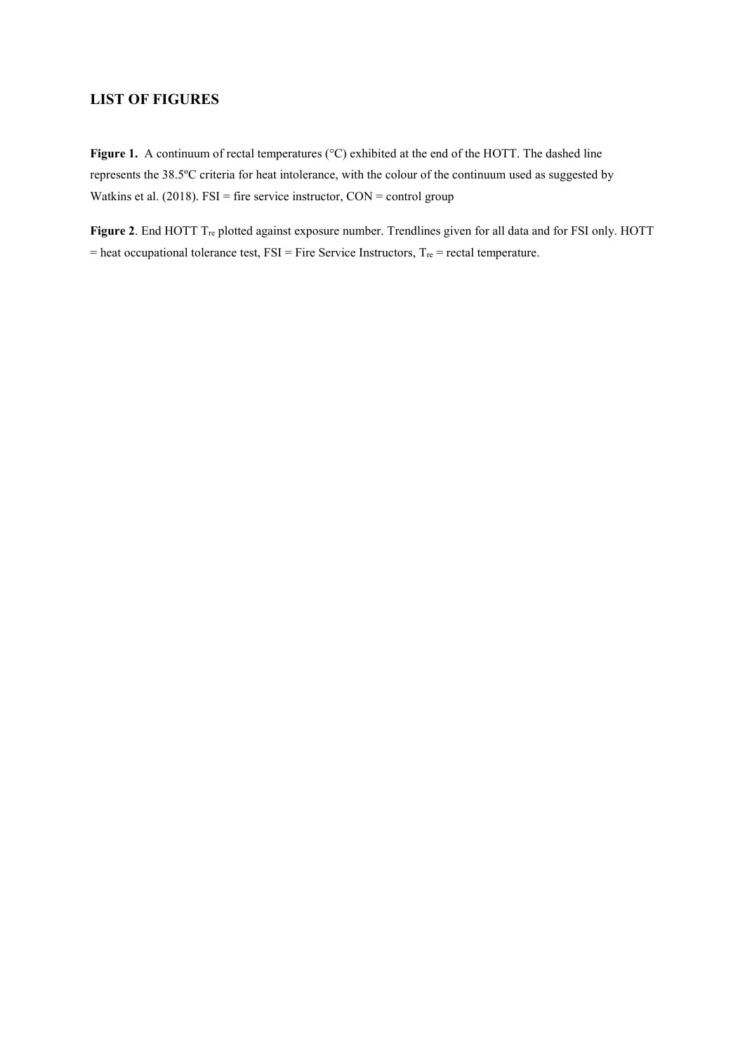## LIST OF FIGURES

**Figure 1.** A continuum of rectal temperatures (°C) exhibited at the end of the HOTT. The dashed line represents the 38.5ºC criteria for heat intolerance, with the colour of the continuum used as suggested by Watkins et al. (2018). FSI = fire service instructor, CON = control group

**Figure 2**. End HOTT $T_{re}$ plotted against exposure number. Trendlines given for all data and for FSI only. HOTT = heat occupational tolerance test, FSI = Fire Service Instructors, $T_{re}$ = rectal temperature.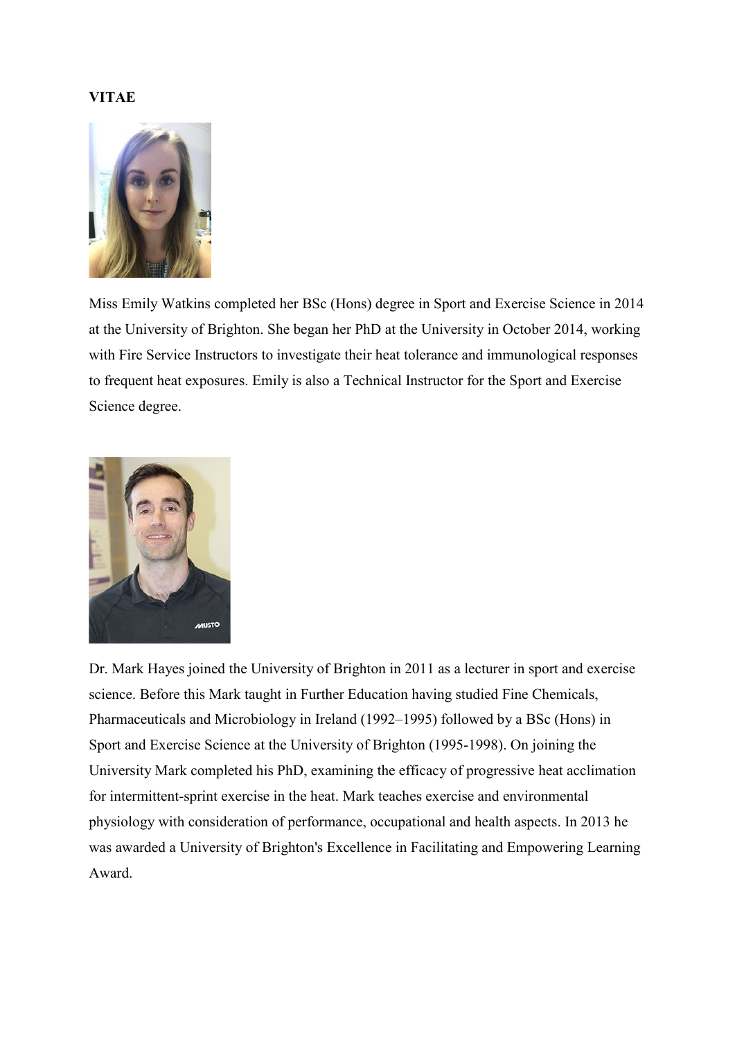**VITAE**

Miss Emily Watkins completed her BSc (Hons) degree in Sport and Exercise Science in 2014 at the University of Brighton. She began her PhD at the University in October 2014, working with Fire Service Instructors to investigate their heat tolerance and immunological responses to frequent heat exposures. Emily is also a Technical Instructor for the Sport and Exercise Science degree.

Dr. Mark Hayes joined the University of Brighton in 2011 as a lecturer in sport and exercise science. Before this Mark taught in Further Education having studied Fine Chemicals, Pharmaceuticals and Microbiology in Ireland (1992–1995) followed by a BSc (Hons) in Sport and Exercise Science at the University of Brighton (1995-1998). On joining the University Mark completed his PhD, examining the efficacy of progressive heat acclimation for intermittent-sprint exercise in the heat. Mark teaches exercise and environmental physiology with consideration of performance, occupational and health aspects. In 2013 he was awarded a University of Brighton's Excellence in Facilitating and Empowering Learning Award.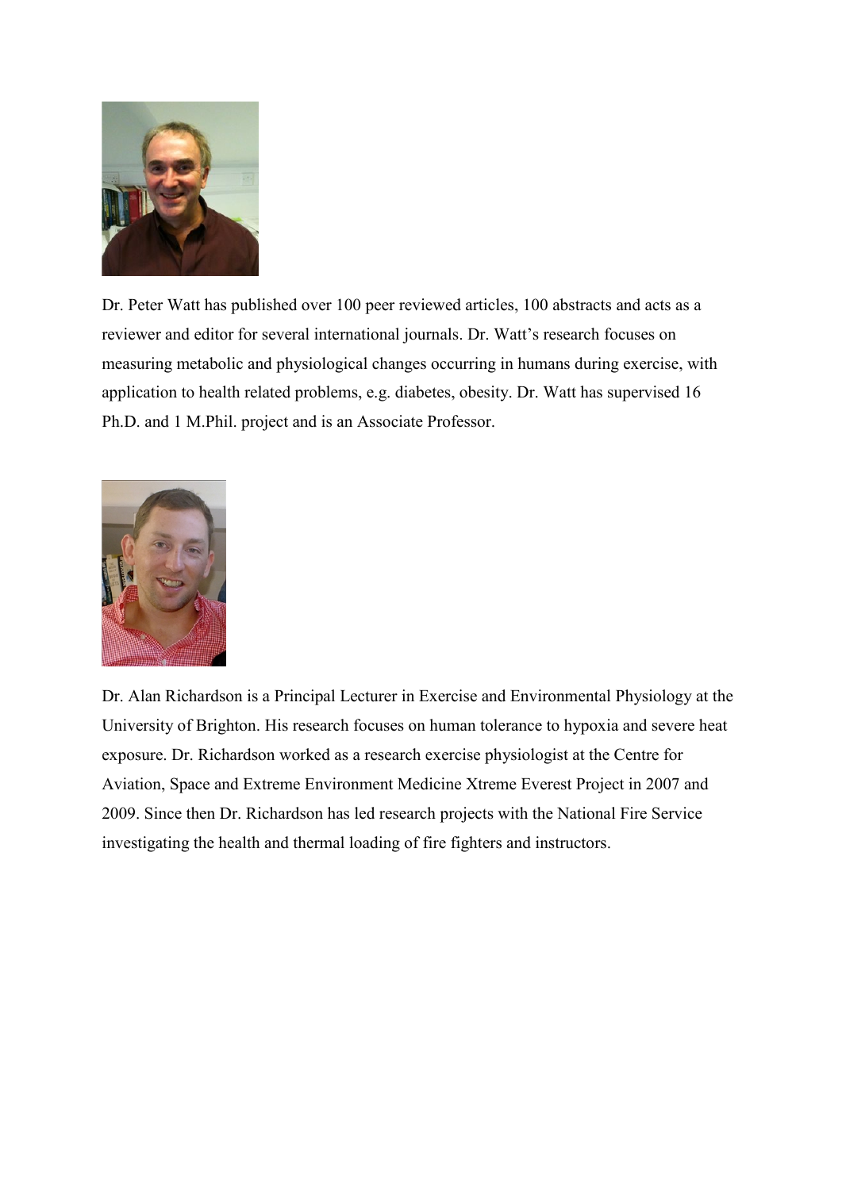Dr. Peter Watt has published over 100 peer reviewed articles, 100 abstracts and acts as a reviewer and editor for several international journals. Dr. Watt's research focuses on measuring metabolic and physiological changes occurring in humans during exercise, with application to health related problems, e.g. diabetes, obesity. Dr. Watt has supervised 16 Ph.D. and 1 M.Phil. project and is an Associate Professor.

Dr. Alan Richardson is a Principal Lecturer in Exercise and Environmental Physiology at the University of Brighton. His research focuses on human tolerance to hypoxia and severe heat exposure. Dr. Richardson worked as a research exercise physiologist at the Centre for Aviation, Space and Extreme Environment Medicine Xtreme Everest Project in 2007 and 2009. Since then Dr. Richardson has led research projects with the National Fire Service investigating the health and thermal loading of fire fighters and instructors.